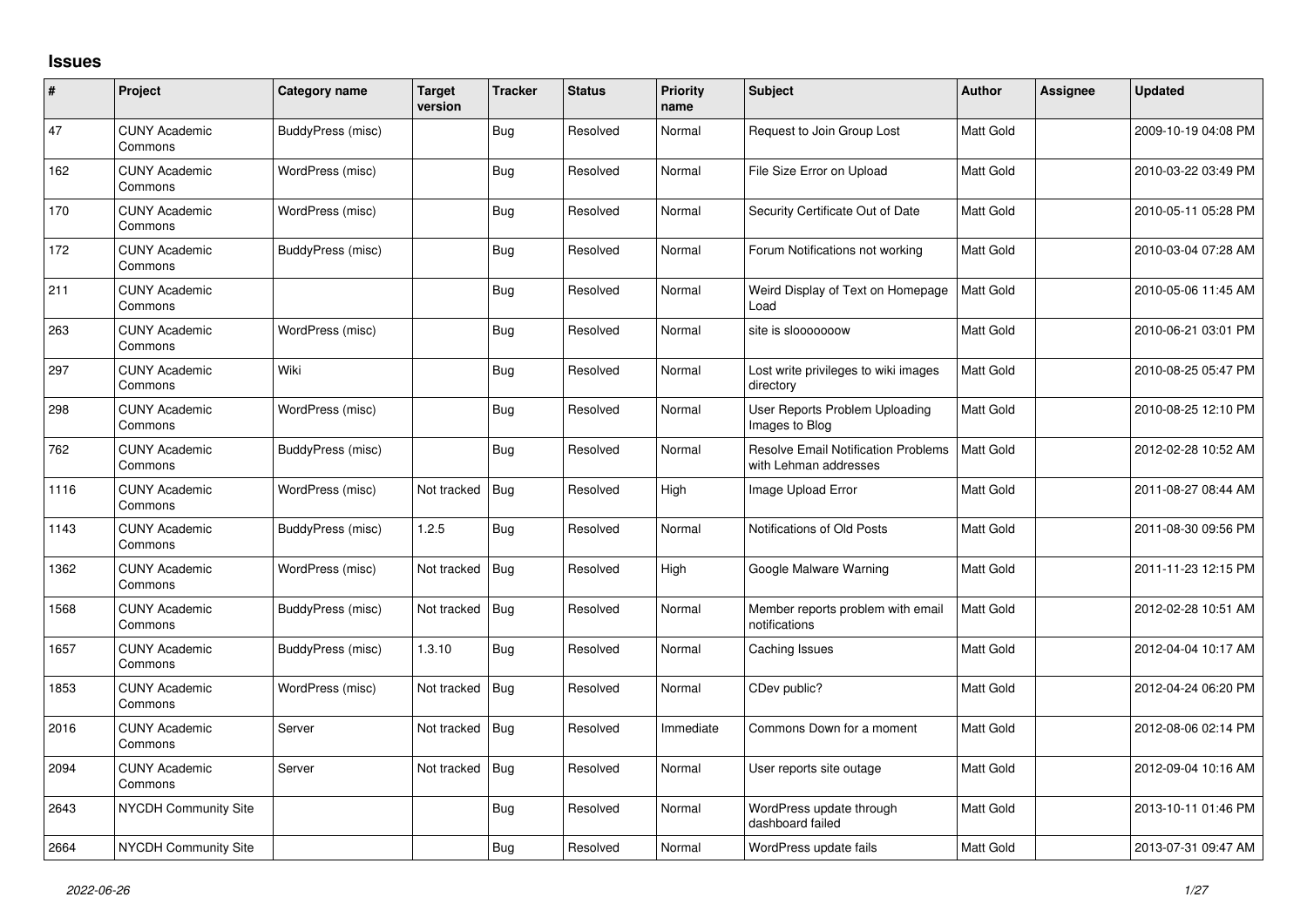# Issues

| # | Project | Category name | Target version | Tracker | Status | Priority name | Subject | Author | Assignee | Updated |
|---|---|---|---|---|---|---|---|---|---|---|
| 47 | CUNY Academic Commons | BuddyPress (misc) | | Bug | Resolved | Normal | Request to Join Group Lost | Matt Gold | | 2009-10-19 04:08 PM |
| 162 | CUNY Academic Commons | WordPress (misc) | | Bug | Resolved | Normal | File Size Error on Upload | Matt Gold | | 2010-03-22 03:49 PM |
| 170 | CUNY Academic Commons | WordPress (misc) | | Bug | Resolved | Normal | Security Certificate Out of Date | Matt Gold | | 2010-05-11 05:28 PM |
| 172 | CUNY Academic Commons | BuddyPress (misc) | | Bug | Resolved | Normal | Forum Notifications not working | Matt Gold | | 2010-03-04 07:28 AM |
| 211 | CUNY Academic Commons | | | Bug | Resolved | Normal | Weird Display of Text on Homepage Load | Matt Gold | | 2010-05-06 11:45 AM |
| 263 | CUNY Academic Commons | WordPress (misc) | | Bug | Resolved | Normal | site is slooooooow | Matt Gold | | 2010-06-21 03:01 PM |
| 297 | CUNY Academic Commons | Wiki | | Bug | Resolved | Normal | Lost write privileges to wiki images directory | Matt Gold | | 2010-08-25 05:47 PM |
| 298 | CUNY Academic Commons | WordPress (misc) | | Bug | Resolved | Normal | User Reports Problem Uploading Images to Blog | Matt Gold | | 2010-08-25 12:10 PM |
| 762 | CUNY Academic Commons | BuddyPress (misc) | | Bug | Resolved | Normal | Resolve Email Notification Problems with Lehman addresses | Matt Gold | | 2012-02-28 10:52 AM |
| 1116 | CUNY Academic Commons | WordPress (misc) | Not tracked | Bug | Resolved | High | Image Upload Error | Matt Gold | | 2011-08-27 08:44 AM |
| 1143 | CUNY Academic Commons | BuddyPress (misc) | 1.2.5 | Bug | Resolved | Normal | Notifications of Old Posts | Matt Gold | | 2011-08-30 09:56 PM |
| 1362 | CUNY Academic Commons | WordPress (misc) | Not tracked | Bug | Resolved | High | Google Malware Warning | Matt Gold | | 2011-11-23 12:15 PM |
| 1568 | CUNY Academic Commons | BuddyPress (misc) | Not tracked | Bug | Resolved | Normal | Member reports problem with email notifications | Matt Gold | | 2012-02-28 10:51 AM |
| 1657 | CUNY Academic Commons | BuddyPress (misc) | 1.3.10 | Bug | Resolved | Normal | Caching Issues | Matt Gold | | 2012-04-04 10:17 AM |
| 1853 | CUNY Academic Commons | WordPress (misc) | Not tracked | Bug | Resolved | Normal | CDev public? | Matt Gold | | 2012-04-24 06:20 PM |
| 2016 | CUNY Academic Commons | Server | Not tracked | Bug | Resolved | Immediate | Commons Down for a moment | Matt Gold | | 2012-08-06 02:14 PM |
| 2094 | CUNY Academic Commons | Server | Not tracked | Bug | Resolved | Normal | User reports site outage | Matt Gold | | 2012-09-04 10:16 AM |
| 2643 | NYCDH Community Site | | | Bug | Resolved | Normal | WordPress update through dashboard failed | Matt Gold | | 2013-10-11 01:46 PM |
| 2664 | NYCDH Community Site | | | Bug | Resolved | Normal | WordPress update fails | Matt Gold | | 2013-07-31 09:47 AM |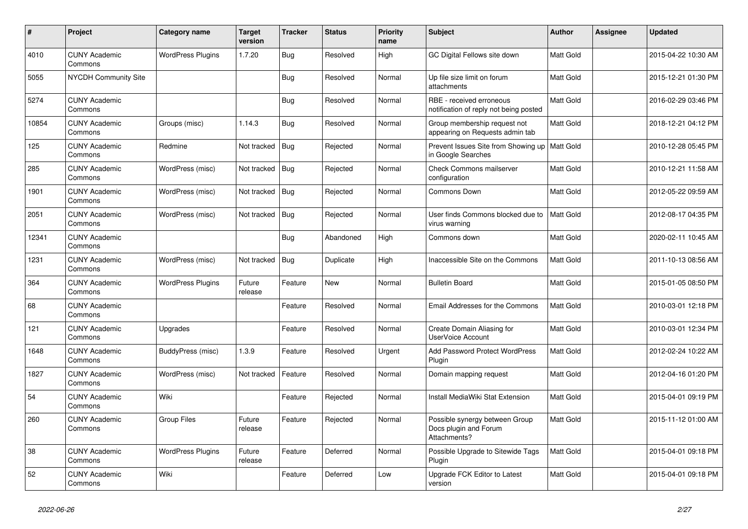| # | Project | Category name | Target version | Tracker | Status | Priority name | Subject | Author | Assignee | Updated |
|---|---|---|---|---|---|---|---|---|---|---|
| 4010 | CUNY Academic Commons | WordPress Plugins | 1.7.20 | Bug | Resolved | High | GC Digital Fellows site down | Matt Gold | | 2015-04-22 10:30 AM |
| 5055 | NYCDH Community Site | | | Bug | Resolved | Normal | Up file size limit on forum attachments | Matt Gold | | 2015-12-21 01:30 PM |
| 5274 | CUNY Academic Commons | | | Bug | Resolved | Normal | RBE - received erroneous notification of reply not being posted | Matt Gold | | 2016-02-29 03:46 PM |
| 10854 | CUNY Academic Commons | Groups (misc) | 1.14.3 | Bug | Resolved | Normal | Group membership request not appearing on Requests admin tab | Matt Gold | | 2018-12-21 04:12 PM |
| 125 | CUNY Academic Commons | Redmine | Not tracked | Bug | Rejected | Normal | Prevent Issues Site from Showing up in Google Searches | Matt Gold | | 2010-12-28 05:45 PM |
| 285 | CUNY Academic Commons | WordPress (misc) | Not tracked | Bug | Rejected | Normal | Check Commons mailserver configuration | Matt Gold | | 2010-12-21 11:58 AM |
| 1901 | CUNY Academic Commons | WordPress (misc) | Not tracked | Bug | Rejected | Normal | Commons Down | Matt Gold | | 2012-05-22 09:59 AM |
| 2051 | CUNY Academic Commons | WordPress (misc) | Not tracked | Bug | Rejected | Normal | User finds Commons blocked due to virus warning | Matt Gold | | 2012-08-17 04:35 PM |
| 12341 | CUNY Academic Commons | | | Bug | Abandoned | High | Commons down | Matt Gold | | 2020-02-11 10:45 AM |
| 1231 | CUNY Academic Commons | WordPress (misc) | Not tracked | Bug | Duplicate | High | Inaccessible Site on the Commons | Matt Gold | | 2011-10-13 08:56 AM |
| 364 | CUNY Academic Commons | WordPress Plugins | Future release | Feature | New | Normal | Bulletin Board | Matt Gold | | 2015-01-05 08:50 PM |
| 68 | CUNY Academic Commons | | | Feature | Resolved | Normal | Email Addresses for the Commons | Matt Gold | | 2010-03-01 12:18 PM |
| 121 | CUNY Academic Commons | Upgrades | | Feature | Resolved | Normal | Create Domain Aliasing for UserVoice Account | Matt Gold | | 2010-03-01 12:34 PM |
| 1648 | CUNY Academic Commons | BuddyPress (misc) | 1.3.9 | Feature | Resolved | Urgent | Add Password Protect WordPress Plugin | Matt Gold | | 2012-02-24 10:22 AM |
| 1827 | CUNY Academic Commons | WordPress (misc) | Not tracked | Feature | Resolved | Normal | Domain mapping request | Matt Gold | | 2012-04-16 01:20 PM |
| 54 | CUNY Academic Commons | Wiki | | Feature | Rejected | Normal | Install MediaWiki Stat Extension | Matt Gold | | 2015-04-01 09:19 PM |
| 260 | CUNY Academic Commons | Group Files | Future release | Feature | Rejected | Normal | Possible synergy between Group Docs plugin and Forum Attachments? | Matt Gold | | 2015-11-12 01:00 AM |
| 38 | CUNY Academic Commons | WordPress Plugins | Future release | Feature | Deferred | Normal | Possible Upgrade to Sitewide Tags Plugin | Matt Gold | | 2015-04-01 09:18 PM |
| 52 | CUNY Academic Commons | Wiki | | Feature | Deferred | Low | Upgrade FCK Editor to Latest version | Matt Gold | | 2015-04-01 09:18 PM |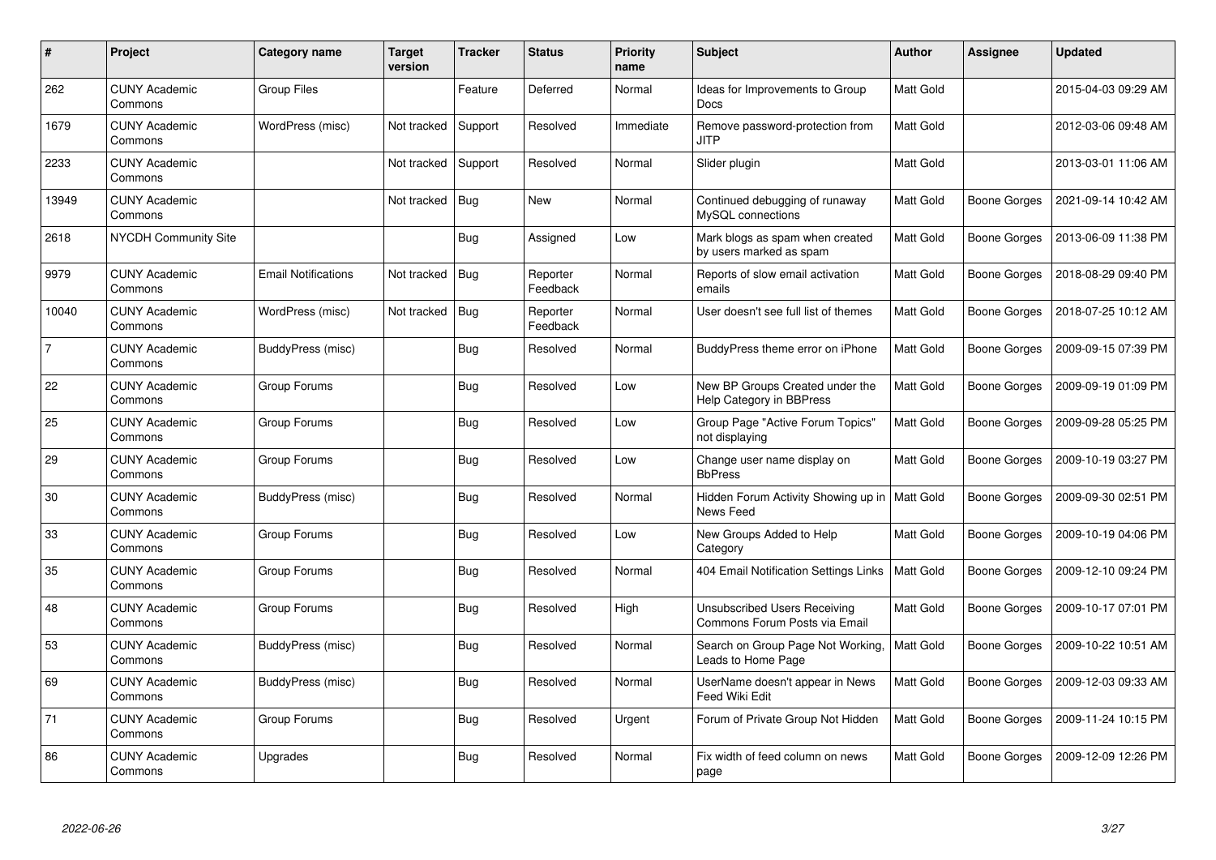| # | Project | Category name | Target version | Tracker | Status | Priority name | Subject | Author | Assignee | Updated |
|---|---|---|---|---|---|---|---|---|---|---|
| 262 | CUNY Academic Commons | Group Files | | Feature | Deferred | Normal | Ideas for Improvements to Group Docs | Matt Gold | | 2015-04-03 09:29 AM |
| 1679 | CUNY Academic Commons | WordPress (misc) | Not tracked | Support | Resolved | Immediate | Remove password-protection from JITP | Matt Gold | | 2012-03-06 09:48 AM |
| 2233 | CUNY Academic Commons | | Not tracked | Support | Resolved | Normal | Slider plugin | Matt Gold | | 2013-03-01 11:06 AM |
| 13949 | CUNY Academic Commons | | Not tracked | Bug | New | Normal | Continued debugging of runaway MySQL connections | Matt Gold | Boone Gorges | 2021-09-14 10:42 AM |
| 2618 | NYCDH Community Site | | | Bug | Assigned | Low | Mark blogs as spam when created by users marked as spam | Matt Gold | Boone Gorges | 2013-06-09 11:38 PM |
| 9979 | CUNY Academic Commons | Email Notifications | Not tracked | Bug | Reporter Feedback | Normal | Reports of slow email activation emails | Matt Gold | Boone Gorges | 2018-08-29 09:40 PM |
| 10040 | CUNY Academic Commons | WordPress (misc) | Not tracked | Bug | Reporter Feedback | Normal | User doesn't see full list of themes | Matt Gold | Boone Gorges | 2018-07-25 10:12 AM |
| 7 | CUNY Academic Commons | BuddyPress (misc) | | Bug | Resolved | Normal | BuddyPress theme error on iPhone | Matt Gold | Boone Gorges | 2009-09-15 07:39 PM |
| 22 | CUNY Academic Commons | Group Forums | | Bug | Resolved | Low | New BP Groups Created under the Help Category in BBPress | Matt Gold | Boone Gorges | 2009-09-19 01:09 PM |
| 25 | CUNY Academic Commons | Group Forums | | Bug | Resolved | Low | Group Page "Active Forum Topics" not displaying | Matt Gold | Boone Gorges | 2009-09-28 05:25 PM |
| 29 | CUNY Academic Commons | Group Forums | | Bug | Resolved | Low | Change user name display on BbPress | Matt Gold | Boone Gorges | 2009-10-19 03:27 PM |
| 30 | CUNY Academic Commons | BuddyPress (misc) | | Bug | Resolved | Normal | Hidden Forum Activity Showing up in News Feed | Matt Gold | Boone Gorges | 2009-09-30 02:51 PM |
| 33 | CUNY Academic Commons | Group Forums | | Bug | Resolved | Low | New Groups Added to Help Category | Matt Gold | Boone Gorges | 2009-10-19 04:06 PM |
| 35 | CUNY Academic Commons | Group Forums | | Bug | Resolved | Normal | 404 Email Notification Settings Links | Matt Gold | Boone Gorges | 2009-12-10 09:24 PM |
| 48 | CUNY Academic Commons | Group Forums | | Bug | Resolved | High | Unsubscribed Users Receiving Commons Forum Posts via Email | Matt Gold | Boone Gorges | 2009-10-17 07:01 PM |
| 53 | CUNY Academic Commons | BuddyPress (misc) | | Bug | Resolved | Normal | Search on Group Page Not Working, Leads to Home Page | Matt Gold | Boone Gorges | 2009-10-22 10:51 AM |
| 69 | CUNY Academic Commons | BuddyPress (misc) | | Bug | Resolved | Normal | UserName doesn't appear in News Feed Wiki Edit | Matt Gold | Boone Gorges | 2009-12-03 09:33 AM |
| 71 | CUNY Academic Commons | Group Forums | | Bug | Resolved | Urgent | Forum of Private Group Not Hidden | Matt Gold | Boone Gorges | 2009-11-24 10:15 PM |
| 86 | CUNY Academic Commons | Upgrades | | Bug | Resolved | Normal | Fix width of feed column on news page | Matt Gold | Boone Gorges | 2009-12-09 12:26 PM |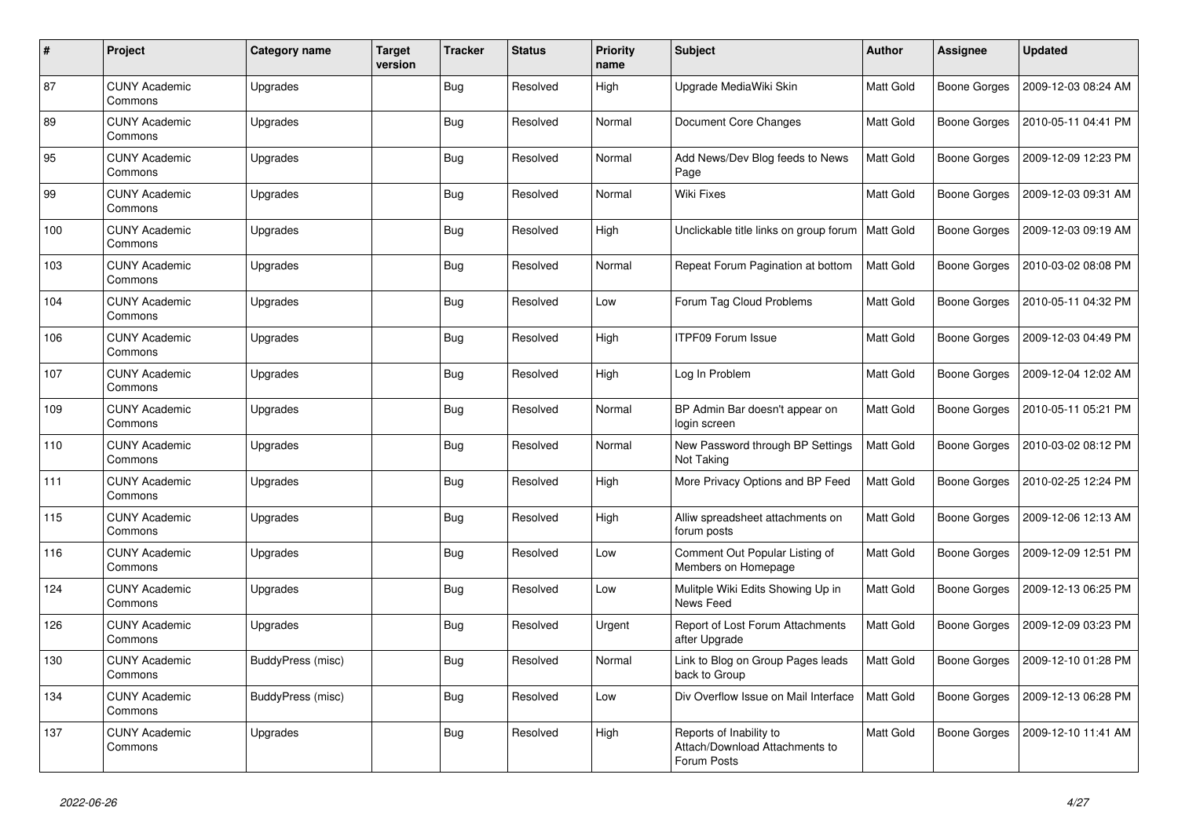| # | Project | Category name | Target version | Tracker | Status | Priority name | Subject | Author | Assignee | Updated |
|---|---|---|---|---|---|---|---|---|---|---|
| 87 | CUNY Academic Commons | Upgrades | | Bug | Resolved | High | Upgrade MediaWiki Skin | Matt Gold | Boone Gorges | 2009-12-03 08:24 AM |
| 89 | CUNY Academic Commons | Upgrades | | Bug | Resolved | Normal | Document Core Changes | Matt Gold | Boone Gorges | 2010-05-11 04:41 PM |
| 95 | CUNY Academic Commons | Upgrades | | Bug | Resolved | Normal | Add News/Dev Blog feeds to News Page | Matt Gold | Boone Gorges | 2009-12-09 12:23 PM |
| 99 | CUNY Academic Commons | Upgrades | | Bug | Resolved | Normal | Wiki Fixes | Matt Gold | Boone Gorges | 2009-12-03 09:31 AM |
| 100 | CUNY Academic Commons | Upgrades | | Bug | Resolved | High | Unclickable title links on group forum | Matt Gold | Boone Gorges | 2009-12-03 09:19 AM |
| 103 | CUNY Academic Commons | Upgrades | | Bug | Resolved | Normal | Repeat Forum Pagination at bottom | Matt Gold | Boone Gorges | 2010-03-02 08:08 PM |
| 104 | CUNY Academic Commons | Upgrades | | Bug | Resolved | Low | Forum Tag Cloud Problems | Matt Gold | Boone Gorges | 2010-05-11 04:32 PM |
| 106 | CUNY Academic Commons | Upgrades | | Bug | Resolved | High | ITPF09 Forum Issue | Matt Gold | Boone Gorges | 2009-12-03 04:49 PM |
| 107 | CUNY Academic Commons | Upgrades | | Bug | Resolved | High | Log In Problem | Matt Gold | Boone Gorges | 2009-12-04 12:02 AM |
| 109 | CUNY Academic Commons | Upgrades | | Bug | Resolved | Normal | BP Admin Bar doesn't appear on login screen | Matt Gold | Boone Gorges | 2010-05-11 05:21 PM |
| 110 | CUNY Academic Commons | Upgrades | | Bug | Resolved | Normal | New Password through BP Settings Not Taking | Matt Gold | Boone Gorges | 2010-03-02 08:12 PM |
| 111 | CUNY Academic Commons | Upgrades | | Bug | Resolved | High | More Privacy Options and BP Feed | Matt Gold | Boone Gorges | 2010-02-25 12:24 PM |
| 115 | CUNY Academic Commons | Upgrades | | Bug | Resolved | High | Alliw spreadsheet attachments on forum posts | Matt Gold | Boone Gorges | 2009-12-06 12:13 AM |
| 116 | CUNY Academic Commons | Upgrades | | Bug | Resolved | Low | Comment Out Popular Listing of Members on Homepage | Matt Gold | Boone Gorges | 2009-12-09 12:51 PM |
| 124 | CUNY Academic Commons | Upgrades | | Bug | Resolved | Low | Mulitple Wiki Edits Showing Up in News Feed | Matt Gold | Boone Gorges | 2009-12-13 06:25 PM |
| 126 | CUNY Academic Commons | Upgrades | | Bug | Resolved | Urgent | Report of Lost Forum Attachments after Upgrade | Matt Gold | Boone Gorges | 2009-12-09 03:23 PM |
| 130 | CUNY Academic Commons | BuddyPress (misc) | | Bug | Resolved | Normal | Link to Blog on Group Pages leads back to Group | Matt Gold | Boone Gorges | 2009-12-10 01:28 PM |
| 134 | CUNY Academic Commons | BuddyPress (misc) | | Bug | Resolved | Low | Div Overflow Issue on Mail Interface | Matt Gold | Boone Gorges | 2009-12-13 06:28 PM |
| 137 | CUNY Academic Commons | Upgrades | | Bug | Resolved | High | Reports of Inability to Attach/Download Attachments to Forum Posts | Matt Gold | Boone Gorges | 2009-12-10 11:41 AM |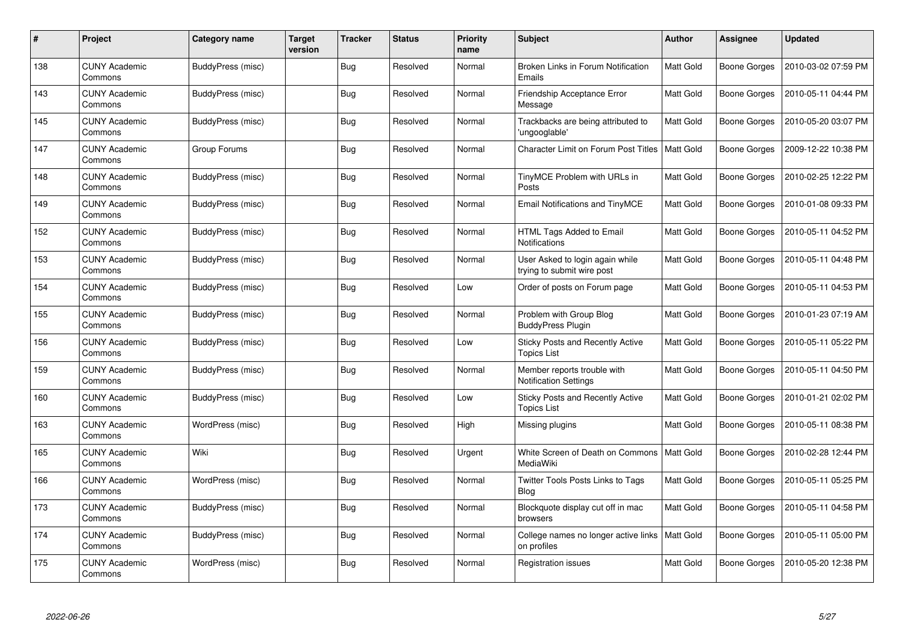| # | Project | Category name | Target version | Tracker | Status | Priority name | Subject | Author | Assignee | Updated |
|---|---|---|---|---|---|---|---|---|---|---|
| 138 | CUNY Academic Commons | BuddyPress (misc) | | Bug | Resolved | Normal | Broken Links in Forum Notification Emails | Matt Gold | Boone Gorges | 2010-03-02 07:59 PM |
| 143 | CUNY Academic Commons | BuddyPress (misc) | | Bug | Resolved | Normal | Friendship Acceptance Error Message | Matt Gold | Boone Gorges | 2010-05-11 04:44 PM |
| 145 | CUNY Academic Commons | BuddyPress (misc) | | Bug | Resolved | Normal | Trackbacks are being attributed to 'ungooglable' | Matt Gold | Boone Gorges | 2010-05-20 03:07 PM |
| 147 | CUNY Academic Commons | Group Forums | | Bug | Resolved | Normal | Character Limit on Forum Post Titles | Matt Gold | Boone Gorges | 2009-12-22 10:38 PM |
| 148 | CUNY Academic Commons | BuddyPress (misc) | | Bug | Resolved | Normal | TinyMCE Problem with URLs in Posts | Matt Gold | Boone Gorges | 2010-02-25 12:22 PM |
| 149 | CUNY Academic Commons | BuddyPress (misc) | | Bug | Resolved | Normal | Email Notifications and TinyMCE | Matt Gold | Boone Gorges | 2010-01-08 09:33 PM |
| 152 | CUNY Academic Commons | BuddyPress (misc) | | Bug | Resolved | Normal | HTML Tags Added to Email Notifications | Matt Gold | Boone Gorges | 2010-05-11 04:52 PM |
| 153 | CUNY Academic Commons | BuddyPress (misc) | | Bug | Resolved | Normal | User Asked to login again while trying to submit wire post | Matt Gold | Boone Gorges | 2010-05-11 04:48 PM |
| 154 | CUNY Academic Commons | BuddyPress (misc) | | Bug | Resolved | Low | Order of posts on Forum page | Matt Gold | Boone Gorges | 2010-05-11 04:53 PM |
| 155 | CUNY Academic Commons | BuddyPress (misc) | | Bug | Resolved | Normal | Problem with Group Blog BuddyPress Plugin | Matt Gold | Boone Gorges | 2010-01-23 07:19 AM |
| 156 | CUNY Academic Commons | BuddyPress (misc) | | Bug | Resolved | Low | Sticky Posts and Recently Active Topics List | Matt Gold | Boone Gorges | 2010-05-11 05:22 PM |
| 159 | CUNY Academic Commons | BuddyPress (misc) | | Bug | Resolved | Normal | Member reports trouble with Notification Settings | Matt Gold | Boone Gorges | 2010-05-11 04:50 PM |
| 160 | CUNY Academic Commons | BuddyPress (misc) | | Bug | Resolved | Low | Sticky Posts and Recently Active Topics List | Matt Gold | Boone Gorges | 2010-01-21 02:02 PM |
| 163 | CUNY Academic Commons | WordPress (misc) | | Bug | Resolved | High | Missing plugins | Matt Gold | Boone Gorges | 2010-05-11 08:38 PM |
| 165 | CUNY Academic Commons | Wiki | | Bug | Resolved | Urgent | White Screen of Death on Commons MediaWiki | Matt Gold | Boone Gorges | 2010-02-28 12:44 PM |
| 166 | CUNY Academic Commons | WordPress (misc) | | Bug | Resolved | Normal | Twitter Tools Posts Links to Tags Blog | Matt Gold | Boone Gorges | 2010-05-11 05:25 PM |
| 173 | CUNY Academic Commons | BuddyPress (misc) | | Bug | Resolved | Normal | Blockquote display cut off in mac browsers | Matt Gold | Boone Gorges | 2010-05-11 04:58 PM |
| 174 | CUNY Academic Commons | BuddyPress (misc) | | Bug | Resolved | Normal | College names no longer active links on profiles | Matt Gold | Boone Gorges | 2010-05-11 05:00 PM |
| 175 | CUNY Academic Commons | WordPress (misc) | | Bug | Resolved | Normal | Registration issues | Matt Gold | Boone Gorges | 2010-05-20 12:38 PM |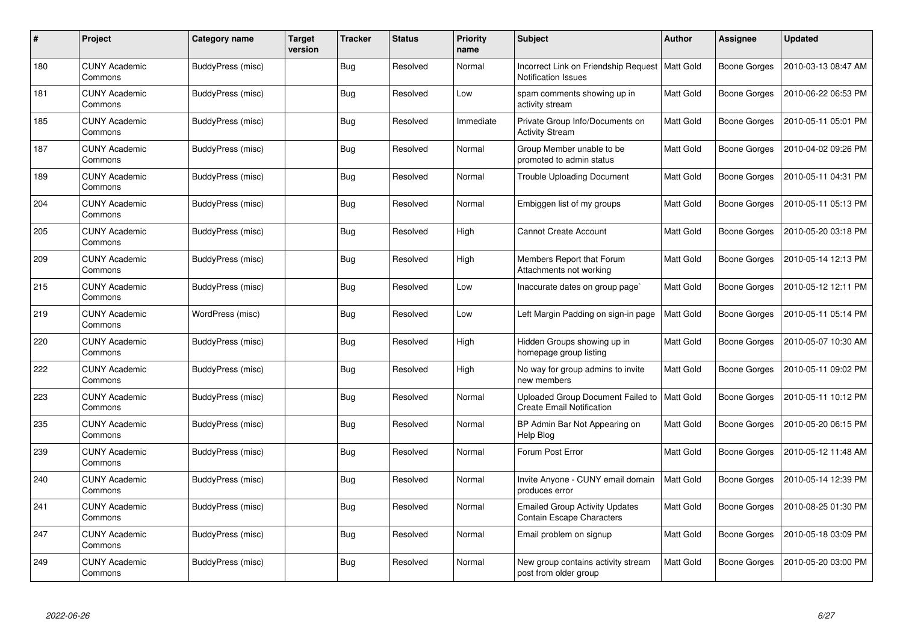| # | Project | Category name | Target version | Tracker | Status | Priority name | Subject | Author | Assignee | Updated |
|---|---|---|---|---|---|---|---|---|---|---|
| 180 | CUNY Academic Commons | BuddyPress (misc) | | Bug | Resolved | Normal | Incorrect Link on Friendship Request Notification Issues | Matt Gold | Boone Gorges | 2010-03-13 08:47 AM |
| 181 | CUNY Academic Commons | BuddyPress (misc) | | Bug | Resolved | Low | spam comments showing up in activity stream | Matt Gold | Boone Gorges | 2010-06-22 06:53 PM |
| 185 | CUNY Academic Commons | BuddyPress (misc) | | Bug | Resolved | Immediate | Private Group Info/Documents on Activity Stream | Matt Gold | Boone Gorges | 2010-05-11 05:01 PM |
| 187 | CUNY Academic Commons | BuddyPress (misc) | | Bug | Resolved | Normal | Group Member unable to be promoted to admin status | Matt Gold | Boone Gorges | 2010-04-02 09:26 PM |
| 189 | CUNY Academic Commons | BuddyPress (misc) | | Bug | Resolved | Normal | Trouble Uploading Document | Matt Gold | Boone Gorges | 2010-05-11 04:31 PM |
| 204 | CUNY Academic Commons | BuddyPress (misc) | | Bug | Resolved | Normal | Embiggen list of my groups | Matt Gold | Boone Gorges | 2010-05-11 05:13 PM |
| 205 | CUNY Academic Commons | BuddyPress (misc) | | Bug | Resolved | High | Cannot Create Account | Matt Gold | Boone Gorges | 2010-05-20 03:18 PM |
| 209 | CUNY Academic Commons | BuddyPress (misc) | | Bug | Resolved | High | Members Report that Forum Attachments not working | Matt Gold | Boone Gorges | 2010-05-14 12:13 PM |
| 215 | CUNY Academic Commons | BuddyPress (misc) | | Bug | Resolved | Low | Inaccurate dates on group page` | Matt Gold | Boone Gorges | 2010-05-12 12:11 PM |
| 219 | CUNY Academic Commons | WordPress (misc) | | Bug | Resolved | Low | Left Margin Padding on sign-in page | Matt Gold | Boone Gorges | 2010-05-11 05:14 PM |
| 220 | CUNY Academic Commons | BuddyPress (misc) | | Bug | Resolved | High | Hidden Groups showing up in homepage group listing | Matt Gold | Boone Gorges | 2010-05-07 10:30 AM |
| 222 | CUNY Academic Commons | BuddyPress (misc) | | Bug | Resolved | High | No way for group admins to invite new members | Matt Gold | Boone Gorges | 2010-05-11 09:02 PM |
| 223 | CUNY Academic Commons | BuddyPress (misc) | | Bug | Resolved | Normal | Uploaded Group Document Failed to Create Email Notification | Matt Gold | Boone Gorges | 2010-05-11 10:12 PM |
| 235 | CUNY Academic Commons | BuddyPress (misc) | | Bug | Resolved | Normal | BP Admin Bar Not Appearing on Help Blog | Matt Gold | Boone Gorges | 2010-05-20 06:15 PM |
| 239 | CUNY Academic Commons | BuddyPress (misc) | | Bug | Resolved | Normal | Forum Post Error | Matt Gold | Boone Gorges | 2010-05-12 11:48 AM |
| 240 | CUNY Academic Commons | BuddyPress (misc) | | Bug | Resolved | Normal | Invite Anyone - CUNY email domain produces error | Matt Gold | Boone Gorges | 2010-05-14 12:39 PM |
| 241 | CUNY Academic Commons | BuddyPress (misc) | | Bug | Resolved | Normal | Emailed Group Activity Updates Contain Escape Characters | Matt Gold | Boone Gorges | 2010-08-25 01:30 PM |
| 247 | CUNY Academic Commons | BuddyPress (misc) | | Bug | Resolved | Normal | Email problem on signup | Matt Gold | Boone Gorges | 2010-05-18 03:09 PM |
| 249 | CUNY Academic Commons | BuddyPress (misc) | | Bug | Resolved | Normal | New group contains activity stream post from older group | Matt Gold | Boone Gorges | 2010-05-20 03:00 PM |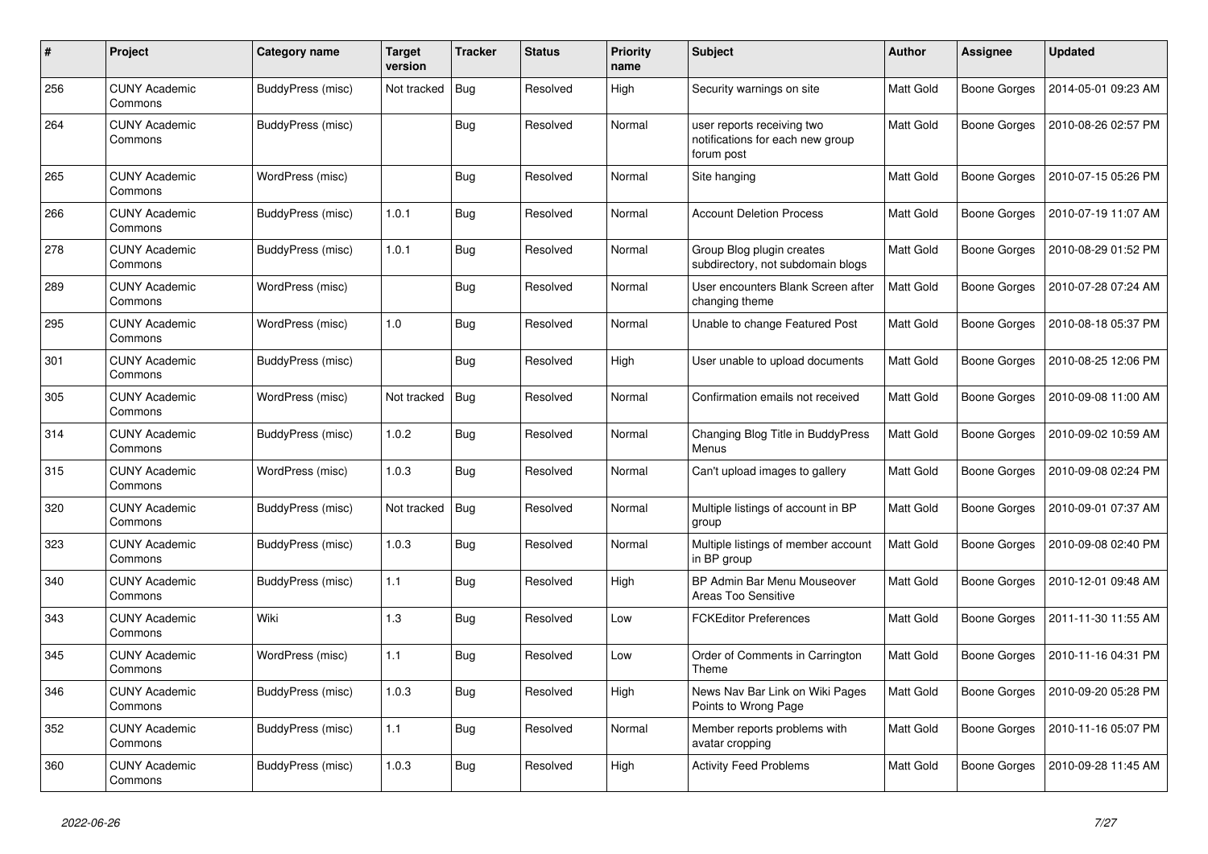| # | Project | Category name | Target version | Tracker | Status | Priority name | Subject | Author | Assignee | Updated |
|---|---|---|---|---|---|---|---|---|---|---|
| 256 | CUNY Academic Commons | BuddyPress (misc) | Not tracked | Bug | Resolved | High | Security warnings on site | Matt Gold | Boone Gorges | 2014-05-01 09:23 AM |
| 264 | CUNY Academic Commons | BuddyPress (misc) | | Bug | Resolved | Normal | user reports receiving two notifications for each new group forum post | Matt Gold | Boone Gorges | 2010-08-26 02:57 PM |
| 265 | CUNY Academic Commons | WordPress (misc) | | Bug | Resolved | Normal | Site hanging | Matt Gold | Boone Gorges | 2010-07-15 05:26 PM |
| 266 | CUNY Academic Commons | BuddyPress (misc) | 1.0.1 | Bug | Resolved | Normal | Account Deletion Process | Matt Gold | Boone Gorges | 2010-07-19 11:07 AM |
| 278 | CUNY Academic Commons | BuddyPress (misc) | 1.0.1 | Bug | Resolved | Normal | Group Blog plugin creates subdirectory, not subdomain blogs | Matt Gold | Boone Gorges | 2010-08-29 01:52 PM |
| 289 | CUNY Academic Commons | WordPress (misc) | | Bug | Resolved | Normal | User encounters Blank Screen after changing theme | Matt Gold | Boone Gorges | 2010-07-28 07:24 AM |
| 295 | CUNY Academic Commons | WordPress (misc) | 1.0 | Bug | Resolved | Normal | Unable to change Featured Post | Matt Gold | Boone Gorges | 2010-08-18 05:37 PM |
| 301 | CUNY Academic Commons | BuddyPress (misc) | | Bug | Resolved | High | User unable to upload documents | Matt Gold | Boone Gorges | 2010-08-25 12:06 PM |
| 305 | CUNY Academic Commons | WordPress (misc) | Not tracked | Bug | Resolved | Normal | Confirmation emails not received | Matt Gold | Boone Gorges | 2010-09-08 11:00 AM |
| 314 | CUNY Academic Commons | BuddyPress (misc) | 1.0.2 | Bug | Resolved | Normal | Changing Blog Title in BuddyPress Menus | Matt Gold | Boone Gorges | 2010-09-02 10:59 AM |
| 315 | CUNY Academic Commons | WordPress (misc) | 1.0.3 | Bug | Resolved | Normal | Can't upload images to gallery | Matt Gold | Boone Gorges | 2010-09-08 02:24 PM |
| 320 | CUNY Academic Commons | BuddyPress (misc) | Not tracked | Bug | Resolved | Normal | Multiple listings of account in BP group | Matt Gold | Boone Gorges | 2010-09-01 07:37 AM |
| 323 | CUNY Academic Commons | BuddyPress (misc) | 1.0.3 | Bug | Resolved | Normal | Multiple listings of member account in BP group | Matt Gold | Boone Gorges | 2010-09-08 02:40 PM |
| 340 | CUNY Academic Commons | BuddyPress (misc) | 1.1 | Bug | Resolved | High | BP Admin Bar Menu Mouseover Areas Too Sensitive | Matt Gold | Boone Gorges | 2010-12-01 09:48 AM |
| 343 | CUNY Academic Commons | Wiki | 1.3 | Bug | Resolved | Low | FCKEditor Preferences | Matt Gold | Boone Gorges | 2011-11-30 11:55 AM |
| 345 | CUNY Academic Commons | WordPress (misc) | 1.1 | Bug | Resolved | Low | Order of Comments in Carrington Theme | Matt Gold | Boone Gorges | 2010-11-16 04:31 PM |
| 346 | CUNY Academic Commons | BuddyPress (misc) | 1.0.3 | Bug | Resolved | High | News Nav Bar Link on Wiki Pages Points to Wrong Page | Matt Gold | Boone Gorges | 2010-09-20 05:28 PM |
| 352 | CUNY Academic Commons | BuddyPress (misc) | 1.1 | Bug | Resolved | Normal | Member reports problems with avatar cropping | Matt Gold | Boone Gorges | 2010-11-16 05:07 PM |
| 360 | CUNY Academic Commons | BuddyPress (misc) | 1.0.3 | Bug | Resolved | High | Activity Feed Problems | Matt Gold | Boone Gorges | 2010-09-28 11:45 AM |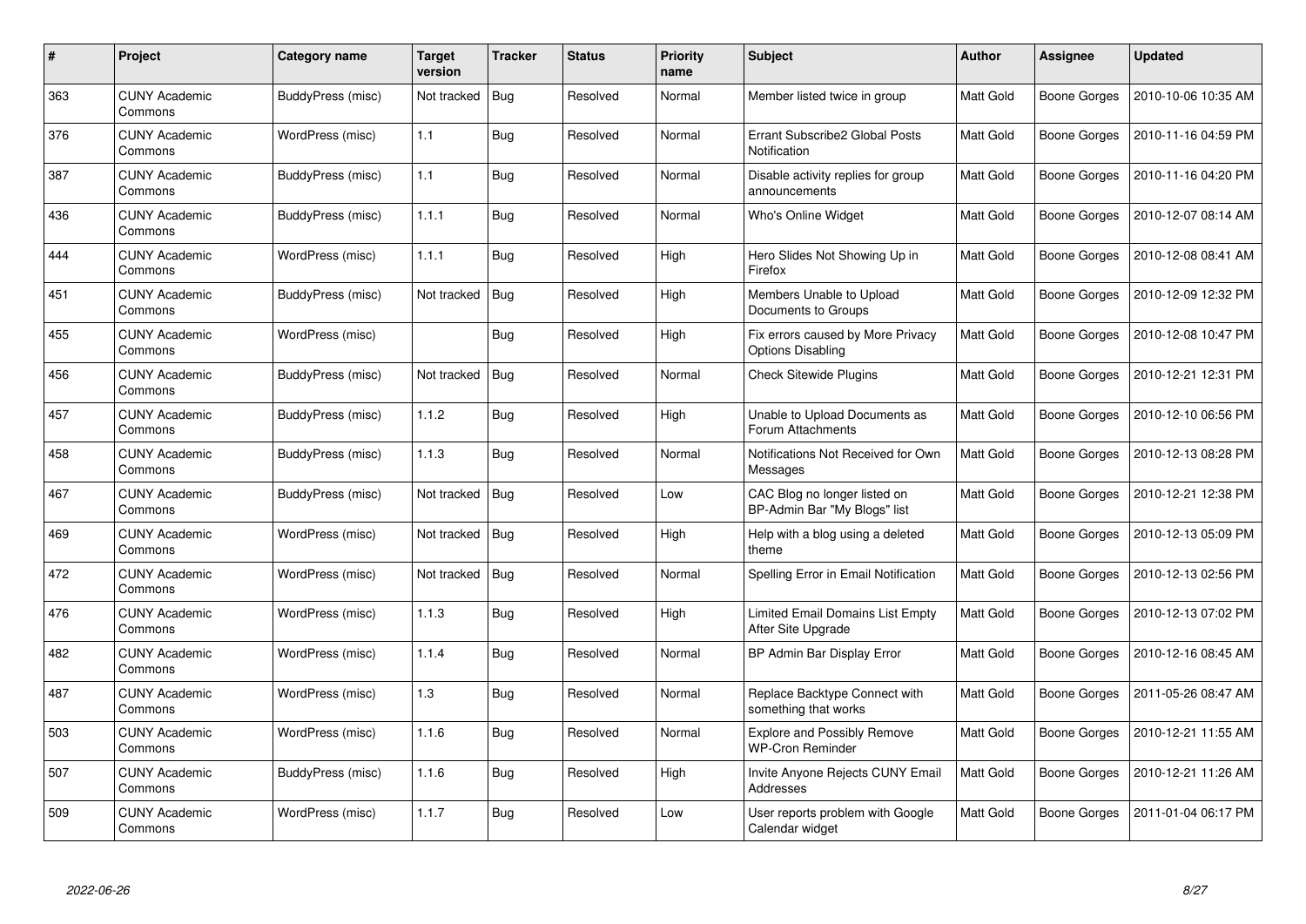| # | Project | Category name | Target version | Tracker | Status | Priority name | Subject | Author | Assignee | Updated |
|---|---|---|---|---|---|---|---|---|---|---|
| 363 | CUNY Academic Commons | BuddyPress (misc) | Not tracked | Bug | Resolved | Normal | Member listed twice in group | Matt Gold | Boone Gorges | 2010-10-06 10:35 AM |
| 376 | CUNY Academic Commons | WordPress (misc) | 1.1 | Bug | Resolved | Normal | Errant Subscribe2 Global Posts Notification | Matt Gold | Boone Gorges | 2010-11-16 04:59 PM |
| 387 | CUNY Academic Commons | BuddyPress (misc) | 1.1 | Bug | Resolved | Normal | Disable activity replies for group announcements | Matt Gold | Boone Gorges | 2010-11-16 04:20 PM |
| 436 | CUNY Academic Commons | BuddyPress (misc) | 1.1.1 | Bug | Resolved | Normal | Who's Online Widget | Matt Gold | Boone Gorges | 2010-12-07 08:14 AM |
| 444 | CUNY Academic Commons | WordPress (misc) | 1.1.1 | Bug | Resolved | High | Hero Slides Not Showing Up in Firefox | Matt Gold | Boone Gorges | 2010-12-08 08:41 AM |
| 451 | CUNY Academic Commons | BuddyPress (misc) | Not tracked | Bug | Resolved | High | Members Unable to Upload Documents to Groups | Matt Gold | Boone Gorges | 2010-12-09 12:32 PM |
| 455 | CUNY Academic Commons | WordPress (misc) | | Bug | Resolved | High | Fix errors caused by More Privacy Options Disabling | Matt Gold | Boone Gorges | 2010-12-08 10:47 PM |
| 456 | CUNY Academic Commons | BuddyPress (misc) | Not tracked | Bug | Resolved | Normal | Check Sitewide Plugins | Matt Gold | Boone Gorges | 2010-12-21 12:31 PM |
| 457 | CUNY Academic Commons | BuddyPress (misc) | 1.1.2 | Bug | Resolved | High | Unable to Upload Documents as Forum Attachments | Matt Gold | Boone Gorges | 2010-12-10 06:56 PM |
| 458 | CUNY Academic Commons | BuddyPress (misc) | 1.1.3 | Bug | Resolved | Normal | Notifications Not Received for Own Messages | Matt Gold | Boone Gorges | 2010-12-13 08:28 PM |
| 467 | CUNY Academic Commons | BuddyPress (misc) | Not tracked | Bug | Resolved | Low | CAC Blog no longer listed on BP-Admin Bar "My Blogs" list | Matt Gold | Boone Gorges | 2010-12-21 12:38 PM |
| 469 | CUNY Academic Commons | WordPress (misc) | Not tracked | Bug | Resolved | High | Help with a blog using a deleted theme | Matt Gold | Boone Gorges | 2010-12-13 05:09 PM |
| 472 | CUNY Academic Commons | WordPress (misc) | Not tracked | Bug | Resolved | Normal | Spelling Error in Email Notification | Matt Gold | Boone Gorges | 2010-12-13 02:56 PM |
| 476 | CUNY Academic Commons | WordPress (misc) | 1.1.3 | Bug | Resolved | High | Limited Email Domains List Empty After Site Upgrade | Matt Gold | Boone Gorges | 2010-12-13 07:02 PM |
| 482 | CUNY Academic Commons | WordPress (misc) | 1.1.4 | Bug | Resolved | Normal | BP Admin Bar Display Error | Matt Gold | Boone Gorges | 2010-12-16 08:45 AM |
| 487 | CUNY Academic Commons | WordPress (misc) | 1.3 | Bug | Resolved | Normal | Replace Backtype Connect with something that works | Matt Gold | Boone Gorges | 2011-05-26 08:47 AM |
| 503 | CUNY Academic Commons | WordPress (misc) | 1.1.6 | Bug | Resolved | Normal | Explore and Possibly Remove WP-Cron Reminder | Matt Gold | Boone Gorges | 2010-12-21 11:55 AM |
| 507 | CUNY Academic Commons | BuddyPress (misc) | 1.1.6 | Bug | Resolved | High | Invite Anyone Rejects CUNY Email Addresses | Matt Gold | Boone Gorges | 2010-12-21 11:26 AM |
| 509 | CUNY Academic Commons | WordPress (misc) | 1.1.7 | Bug | Resolved | Low | User reports problem with Google Calendar widget | Matt Gold | Boone Gorges | 2011-01-04 06:17 PM |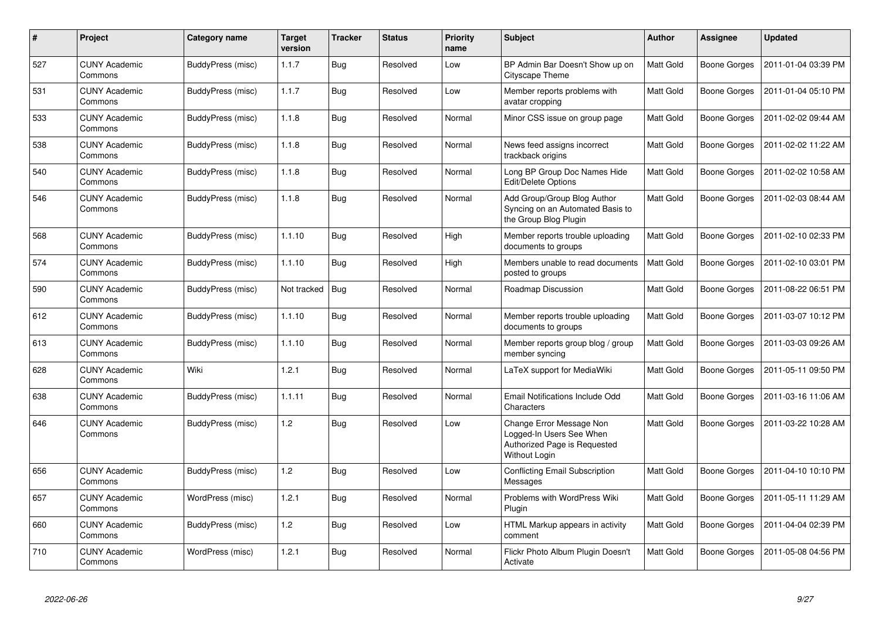| # | Project | Category name | Target version | Tracker | Status | Priority name | Subject | Author | Assignee | Updated |
|---|---|---|---|---|---|---|---|---|---|---|
| 527 | CUNY Academic Commons | BuddyPress (misc) | 1.1.7 | Bug | Resolved | Low | BP Admin Bar Doesn't Show up on Cityscape Theme | Matt Gold | Boone Gorges | 2011-01-04 03:39 PM |
| 531 | CUNY Academic Commons | BuddyPress (misc) | 1.1.7 | Bug | Resolved | Low | Member reports problems with avatar cropping | Matt Gold | Boone Gorges | 2011-01-04 05:10 PM |
| 533 | CUNY Academic Commons | BuddyPress (misc) | 1.1.8 | Bug | Resolved | Normal | Minor CSS issue on group page | Matt Gold | Boone Gorges | 2011-02-02 09:44 AM |
| 538 | CUNY Academic Commons | BuddyPress (misc) | 1.1.8 | Bug | Resolved | Normal | News feed assigns incorrect trackback origins | Matt Gold | Boone Gorges | 2011-02-02 11:22 AM |
| 540 | CUNY Academic Commons | BuddyPress (misc) | 1.1.8 | Bug | Resolved | Normal | Long BP Group Doc Names Hide Edit/Delete Options | Matt Gold | Boone Gorges | 2011-02-02 10:58 AM |
| 546 | CUNY Academic Commons | BuddyPress (misc) | 1.1.8 | Bug | Resolved | Normal | Add Group/Group Blog Author Syncing on an Automated Basis to the Group Blog Plugin | Matt Gold | Boone Gorges | 2011-02-03 08:44 AM |
| 568 | CUNY Academic Commons | BuddyPress (misc) | 1.1.10 | Bug | Resolved | High | Member reports trouble uploading documents to groups | Matt Gold | Boone Gorges | 2011-02-10 02:33 PM |
| 574 | CUNY Academic Commons | BuddyPress (misc) | 1.1.10 | Bug | Resolved | High | Members unable to read documents posted to groups | Matt Gold | Boone Gorges | 2011-02-10 03:01 PM |
| 590 | CUNY Academic Commons | BuddyPress (misc) | Not tracked | Bug | Resolved | Normal | Roadmap Discussion | Matt Gold | Boone Gorges | 2011-08-22 06:51 PM |
| 612 | CUNY Academic Commons | BuddyPress (misc) | 1.1.10 | Bug | Resolved | Normal | Member reports trouble uploading documents to groups | Matt Gold | Boone Gorges | 2011-03-07 10:12 PM |
| 613 | CUNY Academic Commons | BuddyPress (misc) | 1.1.10 | Bug | Resolved | Normal | Member reports group blog / group member syncing | Matt Gold | Boone Gorges | 2011-03-03 09:26 AM |
| 628 | CUNY Academic Commons | Wiki | 1.2.1 | Bug | Resolved | Normal | LaTeX support for MediaWiki | Matt Gold | Boone Gorges | 2011-05-11 09:50 PM |
| 638 | CUNY Academic Commons | BuddyPress (misc) | 1.1.11 | Bug | Resolved | Normal | Email Notifications Include Odd Characters | Matt Gold | Boone Gorges | 2011-03-16 11:06 AM |
| 646 | CUNY Academic Commons | BuddyPress (misc) | 1.2 | Bug | Resolved | Low | Change Error Message Non Logged-In Users See When Authorized Page is Requested Without Login | Matt Gold | Boone Gorges | 2011-03-22 10:28 AM |
| 656 | CUNY Academic Commons | BuddyPress (misc) | 1.2 | Bug | Resolved | Low | Conflicting Email Subscription Messages | Matt Gold | Boone Gorges | 2011-04-10 10:10 PM |
| 657 | CUNY Academic Commons | WordPress (misc) | 1.2.1 | Bug | Resolved | Normal | Problems with WordPress Wiki Plugin | Matt Gold | Boone Gorges | 2011-05-11 11:29 AM |
| 660 | CUNY Academic Commons | BuddyPress (misc) | 1.2 | Bug | Resolved | Low | HTML Markup appears in activity comment | Matt Gold | Boone Gorges | 2011-04-04 02:39 PM |
| 710 | CUNY Academic Commons | WordPress (misc) | 1.2.1 | Bug | Resolved | Normal | Flickr Photo Album Plugin Doesn't Activate | Matt Gold | Boone Gorges | 2011-05-08 04:56 PM |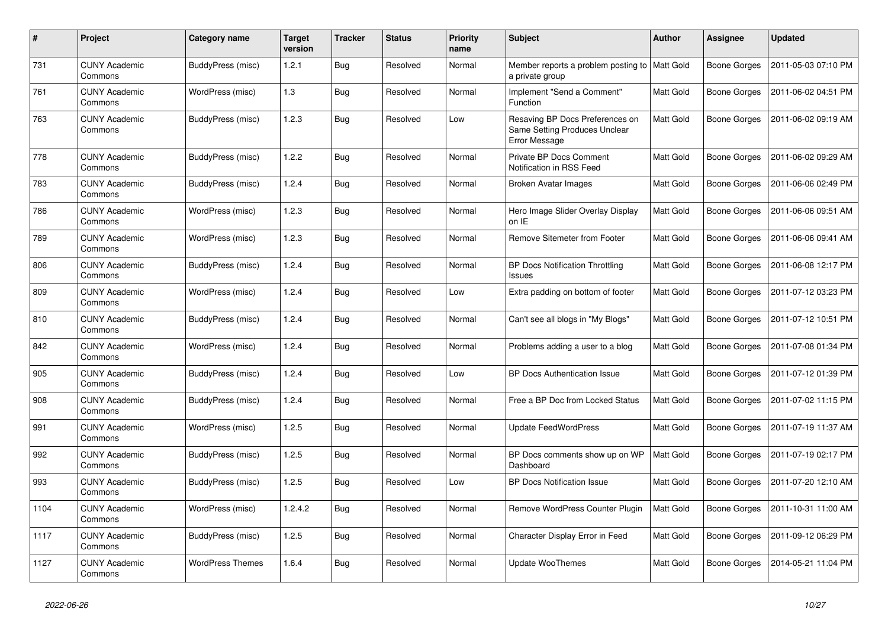| # | Project | Category name | Target version | Tracker | Status | Priority name | Subject | Author | Assignee | Updated |
|---|---|---|---|---|---|---|---|---|---|---|
| 731 | CUNY Academic Commons | BuddyPress (misc) | 1.2.1 | Bug | Resolved | Normal | Member reports a problem posting to a private group | Matt Gold | Boone Gorges | 2011-05-03 07:10 PM |
| 761 | CUNY Academic Commons | WordPress (misc) | 1.3 | Bug | Resolved | Normal | Implement "Send a Comment" Function | Matt Gold | Boone Gorges | 2011-06-02 04:51 PM |
| 763 | CUNY Academic Commons | BuddyPress (misc) | 1.2.3 | Bug | Resolved | Low | Resaving BP Docs Preferences on Same Setting Produces Unclear Error Message | Matt Gold | Boone Gorges | 2011-06-02 09:19 AM |
| 778 | CUNY Academic Commons | BuddyPress (misc) | 1.2.2 | Bug | Resolved | Normal | Private BP Docs Comment Notification in RSS Feed | Matt Gold | Boone Gorges | 2011-06-02 09:29 AM |
| 783 | CUNY Academic Commons | BuddyPress (misc) | 1.2.4 | Bug | Resolved | Normal | Broken Avatar Images | Matt Gold | Boone Gorges | 2011-06-06 02:49 PM |
| 786 | CUNY Academic Commons | WordPress (misc) | 1.2.3 | Bug | Resolved | Normal | Hero Image Slider Overlay Display on IE | Matt Gold | Boone Gorges | 2011-06-06 09:51 AM |
| 789 | CUNY Academic Commons | WordPress (misc) | 1.2.3 | Bug | Resolved | Normal | Remove Sitemeter from Footer | Matt Gold | Boone Gorges | 2011-06-06 09:41 AM |
| 806 | CUNY Academic Commons | BuddyPress (misc) | 1.2.4 | Bug | Resolved | Normal | BP Docs Notification Throttling Issues | Matt Gold | Boone Gorges | 2011-06-08 12:17 PM |
| 809 | CUNY Academic Commons | WordPress (misc) | 1.2.4 | Bug | Resolved | Low | Extra padding on bottom of footer | Matt Gold | Boone Gorges | 2011-07-12 03:23 PM |
| 810 | CUNY Academic Commons | BuddyPress (misc) | 1.2.4 | Bug | Resolved | Normal | Can't see all blogs in "My Blogs" | Matt Gold | Boone Gorges | 2011-07-12 10:51 PM |
| 842 | CUNY Academic Commons | WordPress (misc) | 1.2.4 | Bug | Resolved | Normal | Problems adding a user to a blog | Matt Gold | Boone Gorges | 2011-07-08 01:34 PM |
| 905 | CUNY Academic Commons | BuddyPress (misc) | 1.2.4 | Bug | Resolved | Low | BP Docs Authentication Issue | Matt Gold | Boone Gorges | 2011-07-12 01:39 PM |
| 908 | CUNY Academic Commons | BuddyPress (misc) | 1.2.4 | Bug | Resolved | Normal | Free a BP Doc from Locked Status | Matt Gold | Boone Gorges | 2011-07-02 11:15 PM |
| 991 | CUNY Academic Commons | WordPress (misc) | 1.2.5 | Bug | Resolved | Normal | Update FeedWordPress | Matt Gold | Boone Gorges | 2011-07-19 11:37 AM |
| 992 | CUNY Academic Commons | BuddyPress (misc) | 1.2.5 | Bug | Resolved | Normal | BP Docs comments show up on WP Dashboard | Matt Gold | Boone Gorges | 2011-07-19 02:17 PM |
| 993 | CUNY Academic Commons | BuddyPress (misc) | 1.2.5 | Bug | Resolved | Low | BP Docs Notification Issue | Matt Gold | Boone Gorges | 2011-07-20 12:10 AM |
| 1104 | CUNY Academic Commons | WordPress (misc) | 1.2.4.2 | Bug | Resolved | Normal | Remove WordPress Counter Plugin | Matt Gold | Boone Gorges | 2011-10-31 11:00 AM |
| 1117 | CUNY Academic Commons | BuddyPress (misc) | 1.2.5 | Bug | Resolved | Normal | Character Display Error in Feed | Matt Gold | Boone Gorges | 2011-09-12 06:29 PM |
| 1127 | CUNY Academic Commons | WordPress Themes | 1.6.4 | Bug | Resolved | Normal | Update WooThemes | Matt Gold | Boone Gorges | 2014-05-21 11:04 PM |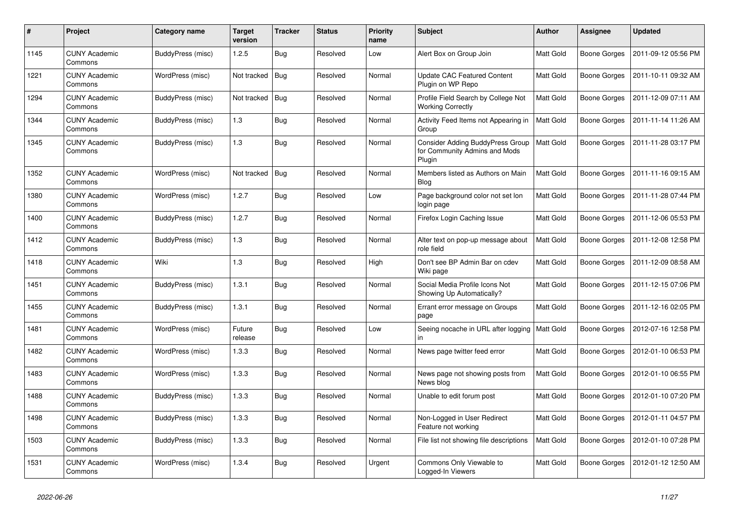| # | Project | Category name | Target version | Tracker | Status | Priority name | Subject | Author | Assignee | Updated |
|---|---|---|---|---|---|---|---|---|---|---|
| 1145 | CUNY Academic Commons | BuddyPress (misc) | 1.2.5 | Bug | Resolved | Low | Alert Box on Group Join | Matt Gold | Boone Gorges | 2011-09-12 05:56 PM |
| 1221 | CUNY Academic Commons | WordPress (misc) | Not tracked | Bug | Resolved | Normal | Update CAC Featured Content Plugin on WP Repo | Matt Gold | Boone Gorges | 2011-10-11 09:32 AM |
| 1294 | CUNY Academic Commons | BuddyPress (misc) | Not tracked | Bug | Resolved | Normal | Profile Field Search by College Not Working Correctly | Matt Gold | Boone Gorges | 2011-12-09 07:11 AM |
| 1344 | CUNY Academic Commons | BuddyPress (misc) | 1.3 | Bug | Resolved | Normal | Activity Feed Items not Appearing in Group | Matt Gold | Boone Gorges | 2011-11-14 11:26 AM |
| 1345 | CUNY Academic Commons | BuddyPress (misc) | 1.3 | Bug | Resolved | Normal | Consider Adding BuddyPress Group for Community Admins and Mods Plugin | Matt Gold | Boone Gorges | 2011-11-28 03:17 PM |
| 1352 | CUNY Academic Commons | WordPress (misc) | Not tracked | Bug | Resolved | Normal | Members listed as Authors on Main Blog | Matt Gold | Boone Gorges | 2011-11-16 09:15 AM |
| 1380 | CUNY Academic Commons | WordPress (misc) | 1.2.7 | Bug | Resolved | Low | Page background color not set lon login page | Matt Gold | Boone Gorges | 2011-11-28 07:44 PM |
| 1400 | CUNY Academic Commons | BuddyPress (misc) | 1.2.7 | Bug | Resolved | Normal | Firefox Login Caching Issue | Matt Gold | Boone Gorges | 2011-12-06 05:53 PM |
| 1412 | CUNY Academic Commons | BuddyPress (misc) | 1.3 | Bug | Resolved | Normal | Alter text on pop-up message about role field | Matt Gold | Boone Gorges | 2011-12-08 12:58 PM |
| 1418 | CUNY Academic Commons | Wiki | 1.3 | Bug | Resolved | High | Don't see BP Admin Bar on cdev Wiki page | Matt Gold | Boone Gorges | 2011-12-09 08:58 AM |
| 1451 | CUNY Academic Commons | BuddyPress (misc) | 1.3.1 | Bug | Resolved | Normal | Social Media Profile Icons Not Showing Up Automatically? | Matt Gold | Boone Gorges | 2011-12-15 07:06 PM |
| 1455 | CUNY Academic Commons | BuddyPress (misc) | 1.3.1 | Bug | Resolved | Normal | Errant error message on Groups page | Matt Gold | Boone Gorges | 2011-12-16 02:05 PM |
| 1481 | CUNY Academic Commons | WordPress (misc) | Future release | Bug | Resolved | Low | Seeing nocache in URL after logging in | Matt Gold | Boone Gorges | 2012-07-16 12:58 PM |
| 1482 | CUNY Academic Commons | WordPress (misc) | 1.3.3 | Bug | Resolved | Normal | News page twitter feed error | Matt Gold | Boone Gorges | 2012-01-10 06:53 PM |
| 1483 | CUNY Academic Commons | WordPress (misc) | 1.3.3 | Bug | Resolved | Normal | News page not showing posts from News blog | Matt Gold | Boone Gorges | 2012-01-10 06:55 PM |
| 1488 | CUNY Academic Commons | BuddyPress (misc) | 1.3.3 | Bug | Resolved | Normal | Unable to edit forum post | Matt Gold | Boone Gorges | 2012-01-10 07:20 PM |
| 1498 | CUNY Academic Commons | BuddyPress (misc) | 1.3.3 | Bug | Resolved | Normal | Non-Logged in User Redirect Feature not working | Matt Gold | Boone Gorges | 2012-01-11 04:57 PM |
| 1503 | CUNY Academic Commons | BuddyPress (misc) | 1.3.3 | Bug | Resolved | Normal | File list not showing file descriptions | Matt Gold | Boone Gorges | 2012-01-10 07:28 PM |
| 1531 | CUNY Academic Commons | WordPress (misc) | 1.3.4 | Bug | Resolved | Urgent | Commons Only Viewable to Logged-In Viewers | Matt Gold | Boone Gorges | 2012-01-12 12:50 AM |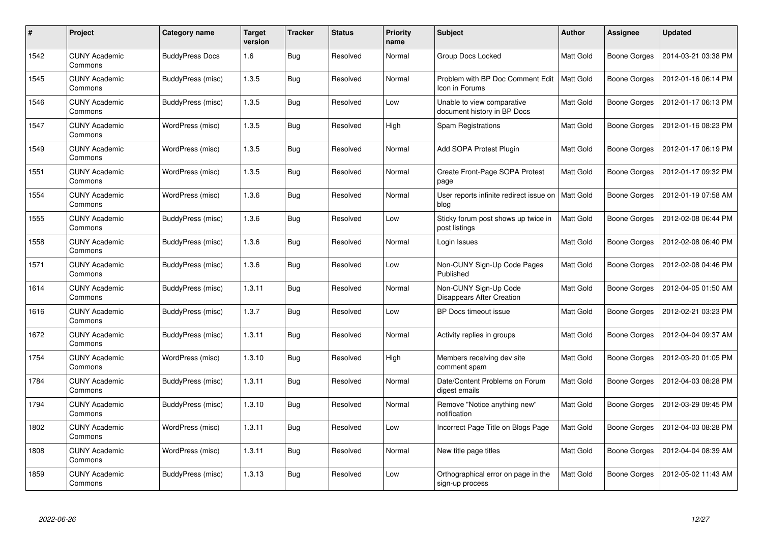| # | Project | Category name | Target version | Tracker | Status | Priority name | Subject | Author | Assignee | Updated |
|---|---|---|---|---|---|---|---|---|---|---|
| 1542 | CUNY Academic Commons | BuddyPress Docs | 1.6 | Bug | Resolved | Normal | Group Docs Locked | Matt Gold | Boone Gorges | 2014-03-21 03:38 PM |
| 1545 | CUNY Academic Commons | BuddyPress (misc) | 1.3.5 | Bug | Resolved | Normal | Problem with BP Doc Comment Edit Icon in Forums | Matt Gold | Boone Gorges | 2012-01-16 06:14 PM |
| 1546 | CUNY Academic Commons | BuddyPress (misc) | 1.3.5 | Bug | Resolved | Low | Unable to view comparative document history in BP Docs | Matt Gold | Boone Gorges | 2012-01-17 06:13 PM |
| 1547 | CUNY Academic Commons | WordPress (misc) | 1.3.5 | Bug | Resolved | High | Spam Registrations | Matt Gold | Boone Gorges | 2012-01-16 08:23 PM |
| 1549 | CUNY Academic Commons | WordPress (misc) | 1.3.5 | Bug | Resolved | Normal | Add SOPA Protest Plugin | Matt Gold | Boone Gorges | 2012-01-17 06:19 PM |
| 1551 | CUNY Academic Commons | WordPress (misc) | 1.3.5 | Bug | Resolved | Normal | Create Front-Page SOPA Protest page | Matt Gold | Boone Gorges | 2012-01-17 09:32 PM |
| 1554 | CUNY Academic Commons | WordPress (misc) | 1.3.6 | Bug | Resolved | Normal | User reports infinite redirect issue on blog | Matt Gold | Boone Gorges | 2012-01-19 07:58 AM |
| 1555 | CUNY Academic Commons | BuddyPress (misc) | 1.3.6 | Bug | Resolved | Low | Sticky forum post shows up twice in post listings | Matt Gold | Boone Gorges | 2012-02-08 06:44 PM |
| 1558 | CUNY Academic Commons | BuddyPress (misc) | 1.3.6 | Bug | Resolved | Normal | Login Issues | Matt Gold | Boone Gorges | 2012-02-08 06:40 PM |
| 1571 | CUNY Academic Commons | BuddyPress (misc) | 1.3.6 | Bug | Resolved | Low | Non-CUNY Sign-Up Code Pages Published | Matt Gold | Boone Gorges | 2012-02-08 04:46 PM |
| 1614 | CUNY Academic Commons | BuddyPress (misc) | 1.3.11 | Bug | Resolved | Normal | Non-CUNY Sign-Up Code Disappears After Creation | Matt Gold | Boone Gorges | 2012-04-05 01:50 AM |
| 1616 | CUNY Academic Commons | BuddyPress (misc) | 1.3.7 | Bug | Resolved | Low | BP Docs timeout issue | Matt Gold | Boone Gorges | 2012-02-21 03:23 PM |
| 1672 | CUNY Academic Commons | BuddyPress (misc) | 1.3.11 | Bug | Resolved | Normal | Activity replies in groups | Matt Gold | Boone Gorges | 2012-04-04 09:37 AM |
| 1754 | CUNY Academic Commons | WordPress (misc) | 1.3.10 | Bug | Resolved | High | Members receiving dev site comment spam | Matt Gold | Boone Gorges | 2012-03-20 01:05 PM |
| 1784 | CUNY Academic Commons | BuddyPress (misc) | 1.3.11 | Bug | Resolved | Normal | Date/Content Problems on Forum digest emails | Matt Gold | Boone Gorges | 2012-04-03 08:28 PM |
| 1794 | CUNY Academic Commons | BuddyPress (misc) | 1.3.10 | Bug | Resolved | Normal | Remove "Notice anything new" notification | Matt Gold | Boone Gorges | 2012-03-29 09:45 PM |
| 1802 | CUNY Academic Commons | WordPress (misc) | 1.3.11 | Bug | Resolved | Low | Incorrect Page Title on Blogs Page | Matt Gold | Boone Gorges | 2012-04-03 08:28 PM |
| 1808 | CUNY Academic Commons | WordPress (misc) | 1.3.11 | Bug | Resolved | Normal | New title page titles | Matt Gold | Boone Gorges | 2012-04-04 08:39 AM |
| 1859 | CUNY Academic Commons | BuddyPress (misc) | 1.3.13 | Bug | Resolved | Low | Orthographical error on page in the sign-up process | Matt Gold | Boone Gorges | 2012-05-02 11:43 AM |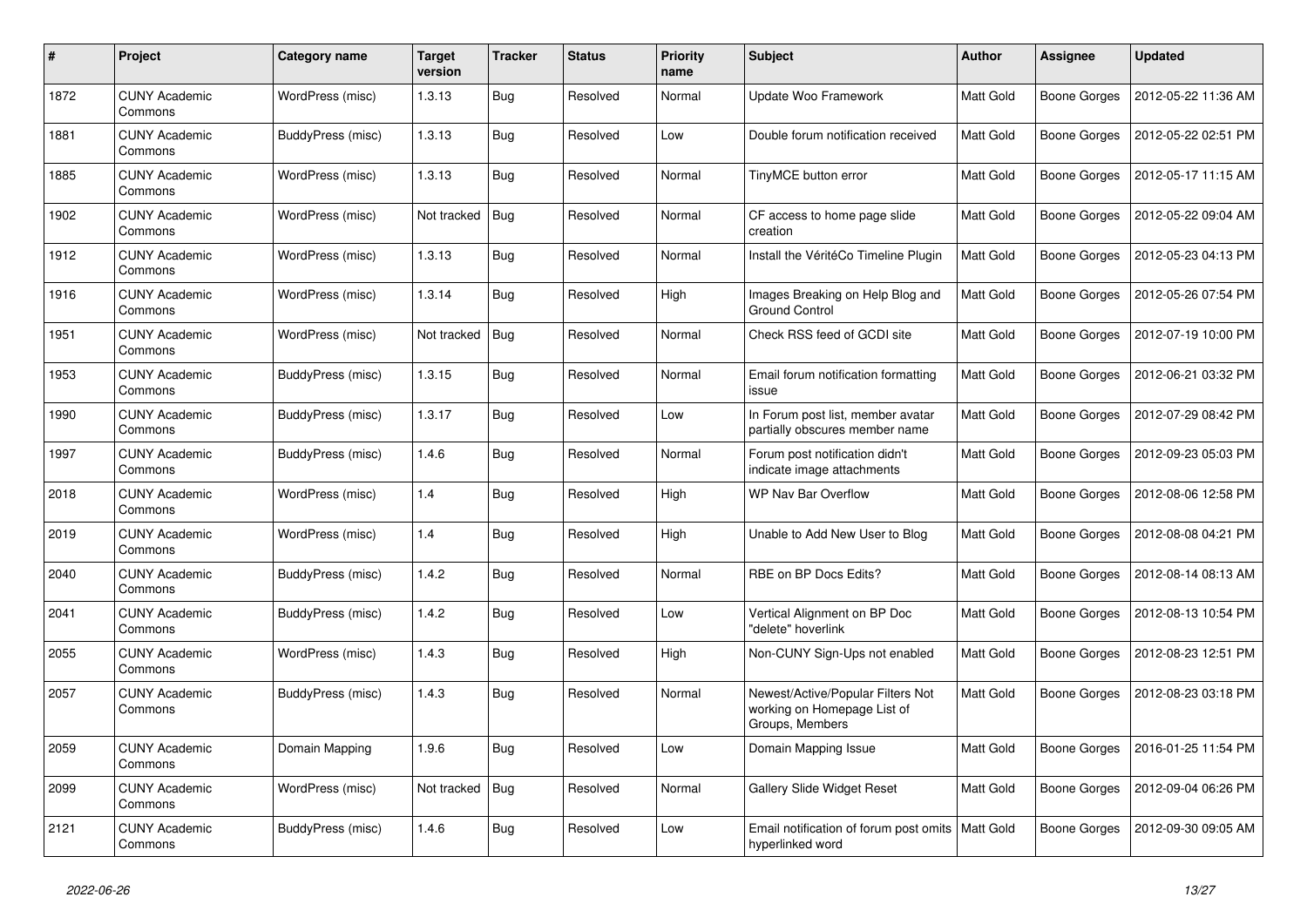| # | Project | Category name | Target version | Tracker | Status | Priority name | Subject | Author | Assignee | Updated |
|---|---|---|---|---|---|---|---|---|---|---|
| 1872 | CUNY Academic Commons | WordPress (misc) | 1.3.13 | Bug | Resolved | Normal | Update Woo Framework | Matt Gold | Boone Gorges | 2012-05-22 11:36 AM |
| 1881 | CUNY Academic Commons | BuddyPress (misc) | 1.3.13 | Bug | Resolved | Low | Double forum notification received | Matt Gold | Boone Gorges | 2012-05-22 02:51 PM |
| 1885 | CUNY Academic Commons | WordPress (misc) | 1.3.13 | Bug | Resolved | Normal | TinyMCE button error | Matt Gold | Boone Gorges | 2012-05-17 11:15 AM |
| 1902 | CUNY Academic Commons | WordPress (misc) | Not tracked | Bug | Resolved | Normal | CF access to home page slide creation | Matt Gold | Boone Gorges | 2012-05-22 09:04 AM |
| 1912 | CUNY Academic Commons | WordPress (misc) | 1.3.13 | Bug | Resolved | Normal | Install the VéritéCo Timeline Plugin | Matt Gold | Boone Gorges | 2012-05-23 04:13 PM |
| 1916 | CUNY Academic Commons | WordPress (misc) | 1.3.14 | Bug | Resolved | High | Images Breaking on Help Blog and Ground Control | Matt Gold | Boone Gorges | 2012-05-26 07:54 PM |
| 1951 | CUNY Academic Commons | WordPress (misc) | Not tracked | Bug | Resolved | Normal | Check RSS feed of GCDI site | Matt Gold | Boone Gorges | 2012-07-19 10:00 PM |
| 1953 | CUNY Academic Commons | BuddyPress (misc) | 1.3.15 | Bug | Resolved | Normal | Email forum notification formatting issue | Matt Gold | Boone Gorges | 2012-06-21 03:32 PM |
| 1990 | CUNY Academic Commons | BuddyPress (misc) | 1.3.17 | Bug | Resolved | Low | In Forum post list, member avatar partially obscures member name | Matt Gold | Boone Gorges | 2012-07-29 08:42 PM |
| 1997 | CUNY Academic Commons | BuddyPress (misc) | 1.4.6 | Bug | Resolved | Normal | Forum post notification didn't indicate image attachments | Matt Gold | Boone Gorges | 2012-09-23 05:03 PM |
| 2018 | CUNY Academic Commons | WordPress (misc) | 1.4 | Bug | Resolved | High | WP Nav Bar Overflow | Matt Gold | Boone Gorges | 2012-08-06 12:58 PM |
| 2019 | CUNY Academic Commons | WordPress (misc) | 1.4 | Bug | Resolved | High | Unable to Add New User to Blog | Matt Gold | Boone Gorges | 2012-08-08 04:21 PM |
| 2040 | CUNY Academic Commons | BuddyPress (misc) | 1.4.2 | Bug | Resolved | Normal | RBE on BP Docs Edits? | Matt Gold | Boone Gorges | 2012-08-14 08:13 AM |
| 2041 | CUNY Academic Commons | BuddyPress (misc) | 1.4.2 | Bug | Resolved | Low | Vertical Alignment on BP Doc "delete" hoverlink | Matt Gold | Boone Gorges | 2012-08-13 10:54 PM |
| 2055 | CUNY Academic Commons | WordPress (misc) | 1.4.3 | Bug | Resolved | High | Non-CUNY Sign-Ups not enabled | Matt Gold | Boone Gorges | 2012-08-23 12:51 PM |
| 2057 | CUNY Academic Commons | BuddyPress (misc) | 1.4.3 | Bug | Resolved | Normal | Newest/Active/Popular Filters Not working on Homepage List of Groups, Members | Matt Gold | Boone Gorges | 2012-08-23 03:18 PM |
| 2059 | CUNY Academic Commons | Domain Mapping | 1.9.6 | Bug | Resolved | Low | Domain Mapping Issue | Matt Gold | Boone Gorges | 2016-01-25 11:54 PM |
| 2099 | CUNY Academic Commons | WordPress (misc) | Not tracked | Bug | Resolved | Normal | Gallery Slide Widget Reset | Matt Gold | Boone Gorges | 2012-09-04 06:26 PM |
| 2121 | CUNY Academic Commons | BuddyPress (misc) | 1.4.6 | Bug | Resolved | Low | Email notification of forum post omits hyperlinked word | Matt Gold | Boone Gorges | 2012-09-30 09:05 AM |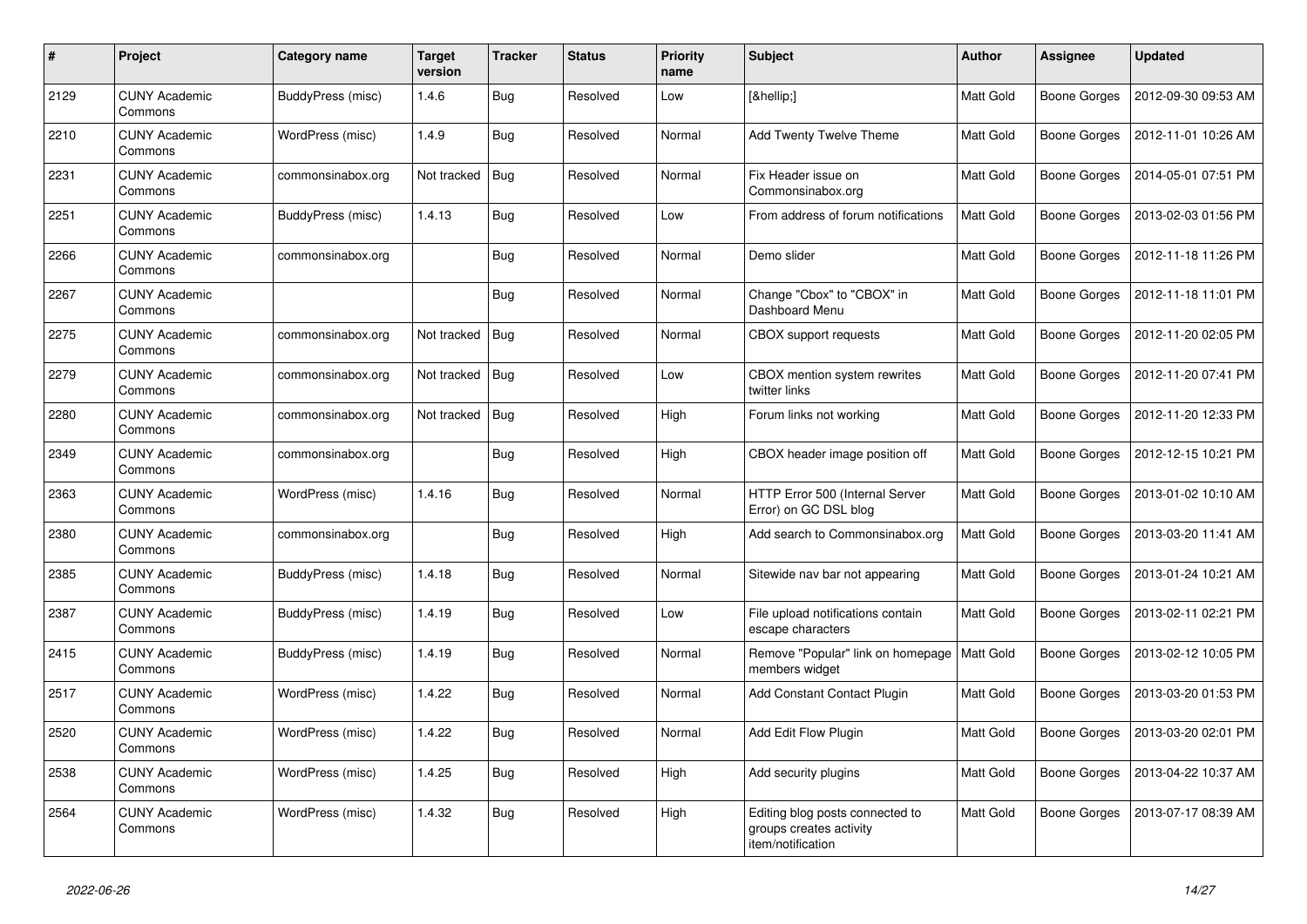| # | Project | Category name | Target version | Tracker | Status | Priority name | Subject | Author | Assignee | Updated |
|---|---|---|---|---|---|---|---|---|---|---|
| 2129 | CUNY Academic Commons | BuddyPress (misc) | 1.4.6 | Bug | Resolved | Low | [&hellip;] | Matt Gold | Boone Gorges | 2012-09-30 09:53 AM |
| 2210 | CUNY Academic Commons | WordPress (misc) | 1.4.9 | Bug | Resolved | Normal | Add Twenty Twelve Theme | Matt Gold | Boone Gorges | 2012-11-01 10:26 AM |
| 2231 | CUNY Academic Commons | commonsinabox.org | Not tracked | Bug | Resolved | Normal | Fix Header issue on Commonsinabox.org | Matt Gold | Boone Gorges | 2014-05-01 07:51 PM |
| 2251 | CUNY Academic Commons | BuddyPress (misc) | 1.4.13 | Bug | Resolved | Low | From address of forum notifications | Matt Gold | Boone Gorges | 2013-02-03 01:56 PM |
| 2266 | CUNY Academic Commons | commonsinabox.org | | Bug | Resolved | Normal | Demo slider | Matt Gold | Boone Gorges | 2012-11-18 11:26 PM |
| 2267 | CUNY Academic Commons | | | Bug | Resolved | Normal | Change "Cbox" to "CBOX" in Dashboard Menu | Matt Gold | Boone Gorges | 2012-11-18 11:01 PM |
| 2275 | CUNY Academic Commons | commonsinabox.org | Not tracked | Bug | Resolved | Normal | CBOX support requests | Matt Gold | Boone Gorges | 2012-11-20 02:05 PM |
| 2279 | CUNY Academic Commons | commonsinabox.org | Not tracked | Bug | Resolved | Low | CBOX mention system rewrites twitter links | Matt Gold | Boone Gorges | 2012-11-20 07:41 PM |
| 2280 | CUNY Academic Commons | commonsinabox.org | Not tracked | Bug | Resolved | High | Forum links not working | Matt Gold | Boone Gorges | 2012-11-20 12:33 PM |
| 2349 | CUNY Academic Commons | commonsinabox.org | | Bug | Resolved | High | CBOX header image position off | Matt Gold | Boone Gorges | 2012-12-15 10:21 PM |
| 2363 | CUNY Academic Commons | WordPress (misc) | 1.4.16 | Bug | Resolved | Normal | HTTP Error 500 (Internal Server Error) on GC DSL blog | Matt Gold | Boone Gorges | 2013-01-02 10:10 AM |
| 2380 | CUNY Academic Commons | commonsinabox.org | | Bug | Resolved | High | Add search to Commonsinabox.org | Matt Gold | Boone Gorges | 2013-03-20 11:41 AM |
| 2385 | CUNY Academic Commons | BuddyPress (misc) | 1.4.18 | Bug | Resolved | Normal | Sitewide nav bar not appearing | Matt Gold | Boone Gorges | 2013-01-24 10:21 AM |
| 2387 | CUNY Academic Commons | BuddyPress (misc) | 1.4.19 | Bug | Resolved | Low | File upload notifications contain escape characters | Matt Gold | Boone Gorges | 2013-02-11 02:21 PM |
| 2415 | CUNY Academic Commons | BuddyPress (misc) | 1.4.19 | Bug | Resolved | Normal | Remove "Popular" link on homepage members widget | Matt Gold | Boone Gorges | 2013-02-12 10:05 PM |
| 2517 | CUNY Academic Commons | WordPress (misc) | 1.4.22 | Bug | Resolved | Normal | Add Constant Contact Plugin | Matt Gold | Boone Gorges | 2013-03-20 01:53 PM |
| 2520 | CUNY Academic Commons | WordPress (misc) | 1.4.22 | Bug | Resolved | Normal | Add Edit Flow Plugin | Matt Gold | Boone Gorges | 2013-03-20 02:01 PM |
| 2538 | CUNY Academic Commons | WordPress (misc) | 1.4.25 | Bug | Resolved | High | Add security plugins | Matt Gold | Boone Gorges | 2013-04-22 10:37 AM |
| 2564 | CUNY Academic Commons | WordPress (misc) | 1.4.32 | Bug | Resolved | High | Editing blog posts connected to groups creates activity item/notification | Matt Gold | Boone Gorges | 2013-07-17 08:39 AM |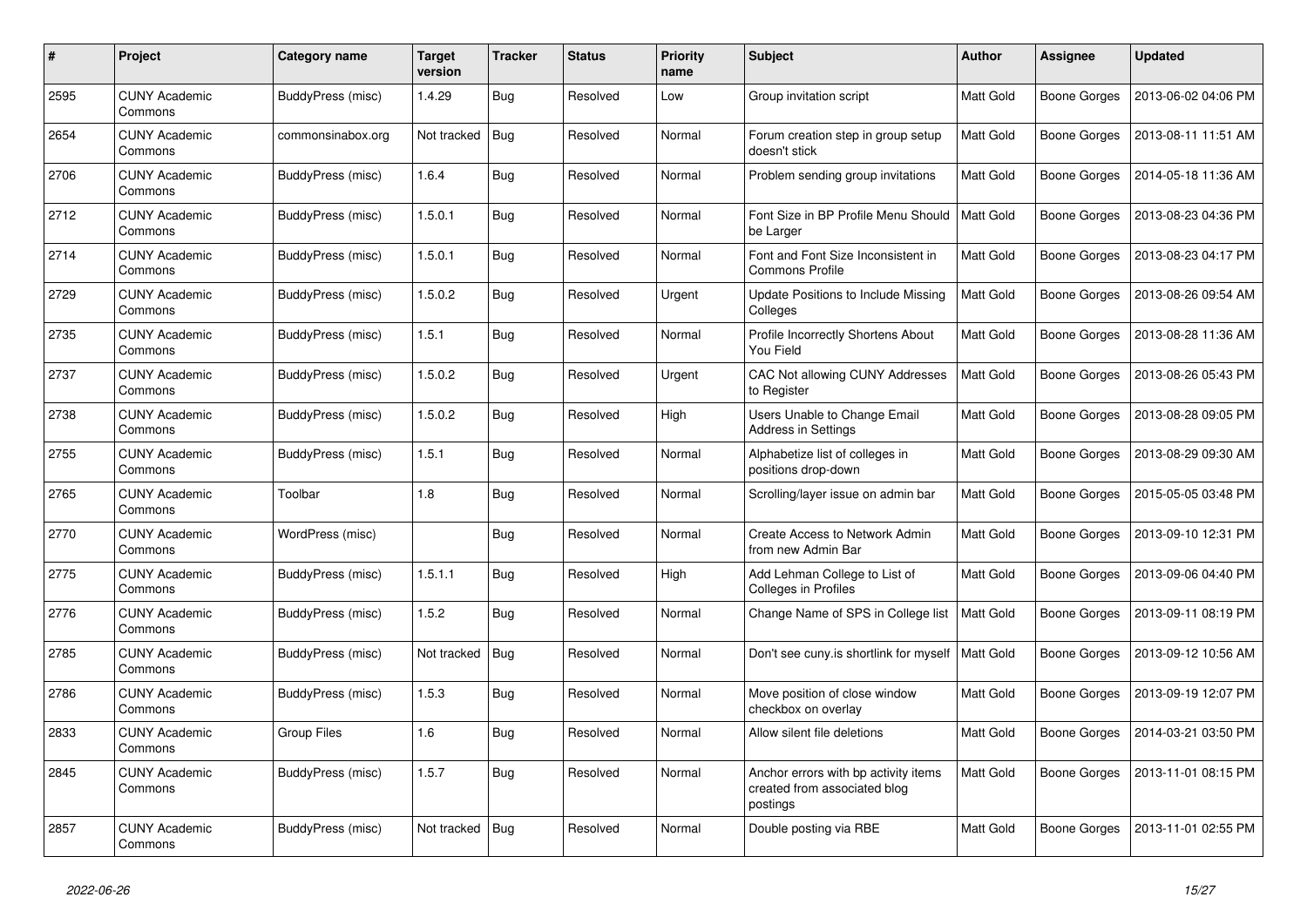| # | Project | Category name | Target version | Tracker | Status | Priority name | Subject | Author | Assignee | Updated |
|---|---|---|---|---|---|---|---|---|---|---|
| 2595 | CUNY Academic Commons | BuddyPress (misc) | 1.4.29 | Bug | Resolved | Low | Group invitation script | Matt Gold | Boone Gorges | 2013-06-02 04:06 PM |
| 2654 | CUNY Academic Commons | commonsinabox.org | Not tracked | Bug | Resolved | Normal | Forum creation step in group setup doesn't stick | Matt Gold | Boone Gorges | 2013-08-11 11:51 AM |
| 2706 | CUNY Academic Commons | BuddyPress (misc) | 1.6.4 | Bug | Resolved | Normal | Problem sending group invitations | Matt Gold | Boone Gorges | 2014-05-18 11:36 AM |
| 2712 | CUNY Academic Commons | BuddyPress (misc) | 1.5.0.1 | Bug | Resolved | Normal | Font Size in BP Profile Menu Should be Larger | Matt Gold | Boone Gorges | 2013-08-23 04:36 PM |
| 2714 | CUNY Academic Commons | BuddyPress (misc) | 1.5.0.1 | Bug | Resolved | Normal | Font and Font Size Inconsistent in Commons Profile | Matt Gold | Boone Gorges | 2013-08-23 04:17 PM |
| 2729 | CUNY Academic Commons | BuddyPress (misc) | 1.5.0.2 | Bug | Resolved | Urgent | Update Positions to Include Missing Colleges | Matt Gold | Boone Gorges | 2013-08-26 09:54 AM |
| 2735 | CUNY Academic Commons | BuddyPress (misc) | 1.5.1 | Bug | Resolved | Normal | Profile Incorrectly Shortens About You Field | Matt Gold | Boone Gorges | 2013-08-28 11:36 AM |
| 2737 | CUNY Academic Commons | BuddyPress (misc) | 1.5.0.2 | Bug | Resolved | Urgent | CAC Not allowing CUNY Addresses to Register | Matt Gold | Boone Gorges | 2013-08-26 05:43 PM |
| 2738 | CUNY Academic Commons | BuddyPress (misc) | 1.5.0.2 | Bug | Resolved | High | Users Unable to Change Email Address in Settings | Matt Gold | Boone Gorges | 2013-08-28 09:05 PM |
| 2755 | CUNY Academic Commons | BuddyPress (misc) | 1.5.1 | Bug | Resolved | Normal | Alphabetize list of colleges in positions drop-down | Matt Gold | Boone Gorges | 2013-08-29 09:30 AM |
| 2765 | CUNY Academic Commons | Toolbar | 1.8 | Bug | Resolved | Normal | Scrolling/layer issue on admin bar | Matt Gold | Boone Gorges | 2015-05-05 03:48 PM |
| 2770 | CUNY Academic Commons | WordPress (misc) | | Bug | Resolved | Normal | Create Access to Network Admin from new Admin Bar | Matt Gold | Boone Gorges | 2013-09-10 12:31 PM |
| 2775 | CUNY Academic Commons | BuddyPress (misc) | 1.5.1.1 | Bug | Resolved | High | Add Lehman College to List of Colleges in Profiles | Matt Gold | Boone Gorges | 2013-09-06 04:40 PM |
| 2776 | CUNY Academic Commons | BuddyPress (misc) | 1.5.2 | Bug | Resolved | Normal | Change Name of SPS in College list | Matt Gold | Boone Gorges | 2013-09-11 08:19 PM |
| 2785 | CUNY Academic Commons | BuddyPress (misc) | Not tracked | Bug | Resolved | Normal | Don't see cuny.is shortlink for myself | Matt Gold | Boone Gorges | 2013-09-12 10:56 AM |
| 2786 | CUNY Academic Commons | BuddyPress (misc) | 1.5.3 | Bug | Resolved | Normal | Move position of close window checkbox on overlay | Matt Gold | Boone Gorges | 2013-09-19 12:07 PM |
| 2833 | CUNY Academic Commons | Group Files | 1.6 | Bug | Resolved | Normal | Allow silent file deletions | Matt Gold | Boone Gorges | 2014-03-21 03:50 PM |
| 2845 | CUNY Academic Commons | BuddyPress (misc) | 1.5.7 | Bug | Resolved | Normal | Anchor errors with bp activity items created from associated blog postings | Matt Gold | Boone Gorges | 2013-11-01 08:15 PM |
| 2857 | CUNY Academic Commons | BuddyPress (misc) | Not tracked | Bug | Resolved | Normal | Double posting via RBE | Matt Gold | Boone Gorges | 2013-11-01 02:55 PM |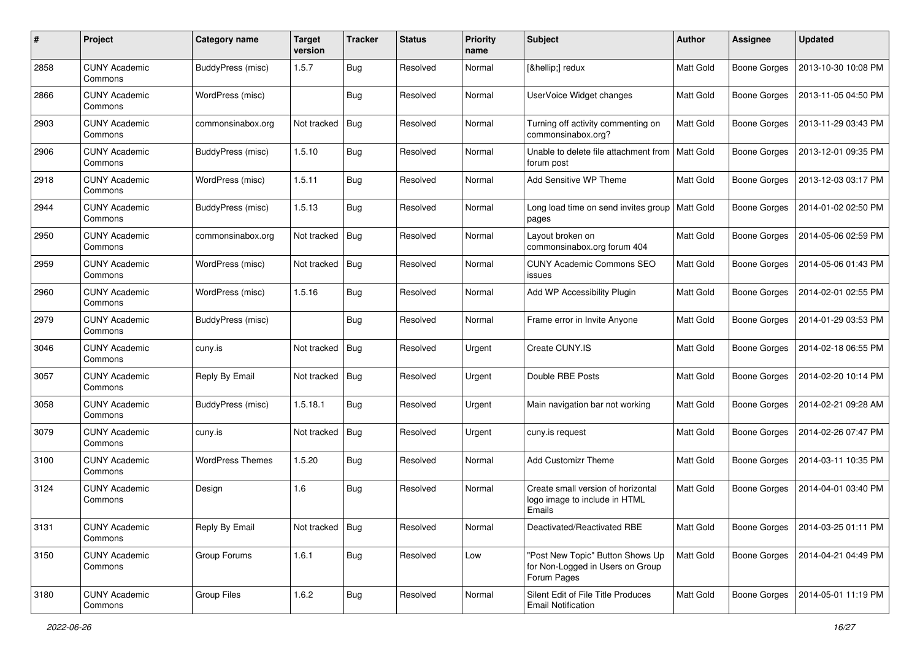| # | Project | Category name | Target version | Tracker | Status | Priority name | Subject | Author | Assignee | Updated |
|---|---|---|---|---|---|---|---|---|---|---|
| 2858 | CUNY Academic Commons | BuddyPress (misc) | 1.5.7 | Bug | Resolved | Normal | [&hellip;] redux | Matt Gold | Boone Gorges | 2013-10-30 10:08 PM |
| 2866 | CUNY Academic Commons | WordPress (misc) | | Bug | Resolved | Normal | UserVoice Widget changes | Matt Gold | Boone Gorges | 2013-11-05 04:50 PM |
| 2903 | CUNY Academic Commons | commonsinabox.org | Not tracked | Bug | Resolved | Normal | Turning off activity commenting on commonsinabox.org? | Matt Gold | Boone Gorges | 2013-11-29 03:43 PM |
| 2906 | CUNY Academic Commons | BuddyPress (misc) | 1.5.10 | Bug | Resolved | Normal | Unable to delete file attachment from forum post | Matt Gold | Boone Gorges | 2013-12-01 09:35 PM |
| 2918 | CUNY Academic Commons | WordPress (misc) | 1.5.11 | Bug | Resolved | Normal | Add Sensitive WP Theme | Matt Gold | Boone Gorges | 2013-12-03 03:17 PM |
| 2944 | CUNY Academic Commons | BuddyPress (misc) | 1.5.13 | Bug | Resolved | Normal | Long load time on send invites group pages | Matt Gold | Boone Gorges | 2014-01-02 02:50 PM |
| 2950 | CUNY Academic Commons | commonsinabox.org | Not tracked | Bug | Resolved | Normal | Layout broken on commonsinabox.org forum 404 | Matt Gold | Boone Gorges | 2014-05-06 02:59 PM |
| 2959 | CUNY Academic Commons | WordPress (misc) | Not tracked | Bug | Resolved | Normal | CUNY Academic Commons SEO issues | Matt Gold | Boone Gorges | 2014-05-06 01:43 PM |
| 2960 | CUNY Academic Commons | WordPress (misc) | 1.5.16 | Bug | Resolved | Normal | Add WP Accessibility Plugin | Matt Gold | Boone Gorges | 2014-02-01 02:55 PM |
| 2979 | CUNY Academic Commons | BuddyPress (misc) | | Bug | Resolved | Normal | Frame error in Invite Anyone | Matt Gold | Boone Gorges | 2014-01-29 03:53 PM |
| 3046 | CUNY Academic Commons | cuny.is | Not tracked | Bug | Resolved | Urgent | Create CUNY.IS | Matt Gold | Boone Gorges | 2014-02-18 06:55 PM |
| 3057 | CUNY Academic Commons | Reply By Email | Not tracked | Bug | Resolved | Urgent | Double RBE Posts | Matt Gold | Boone Gorges | 2014-02-20 10:14 PM |
| 3058 | CUNY Academic Commons | BuddyPress (misc) | 1.5.18.1 | Bug | Resolved | Urgent | Main navigation bar not working | Matt Gold | Boone Gorges | 2014-02-21 09:28 AM |
| 3079 | CUNY Academic Commons | cuny.is | Not tracked | Bug | Resolved | Urgent | cuny.is request | Matt Gold | Boone Gorges | 2014-02-26 07:47 PM |
| 3100 | CUNY Academic Commons | WordPress Themes | 1.5.20 | Bug | Resolved | Normal | Add Customizr Theme | Matt Gold | Boone Gorges | 2014-03-11 10:35 PM |
| 3124 | CUNY Academic Commons | Design | 1.6 | Bug | Resolved | Normal | Create small version of horizontal logo image to include in HTML Emails | Matt Gold | Boone Gorges | 2014-04-01 03:40 PM |
| 3131 | CUNY Academic Commons | Reply By Email | Not tracked | Bug | Resolved | Normal | Deactivated/Reactivated RBE | Matt Gold | Boone Gorges | 2014-03-25 01:11 PM |
| 3150 | CUNY Academic Commons | Group Forums | 1.6.1 | Bug | Resolved | Low | "Post New Topic" Button Shows Up for Non-Logged in Users on Group Forum Pages | Matt Gold | Boone Gorges | 2014-04-21 04:49 PM |
| 3180 | CUNY Academic Commons | Group Files | 1.6.2 | Bug | Resolved | Normal | Silent Edit of File Title Produces Email Notification | Matt Gold | Boone Gorges | 2014-05-01 11:19 PM |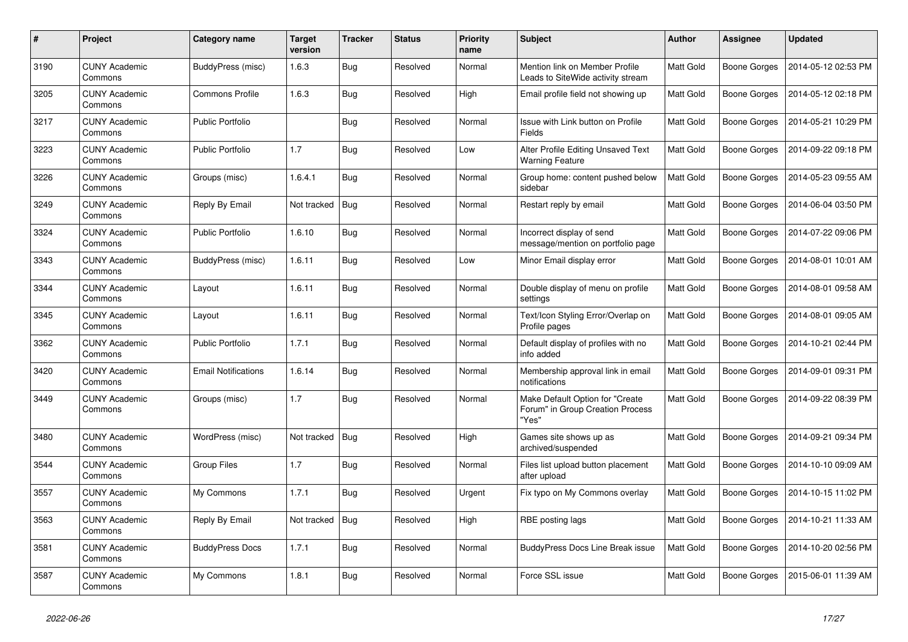| # | Project | Category name | Target version | Tracker | Status | Priority name | Subject | Author | Assignee | Updated |
|---|---|---|---|---|---|---|---|---|---|---|
| 3190 | CUNY Academic Commons | BuddyPress (misc) | 1.6.3 | Bug | Resolved | Normal | Mention link on Member Profile Leads to SiteWide activity stream | Matt Gold | Boone Gorges | 2014-05-12 02:53 PM |
| 3205 | CUNY Academic Commons | Commons Profile | 1.6.3 | Bug | Resolved | High | Email profile field not showing up | Matt Gold | Boone Gorges | 2014-05-12 02:18 PM |
| 3217 | CUNY Academic Commons | Public Portfolio | | Bug | Resolved | Normal | Issue with Link button on Profile Fields | Matt Gold | Boone Gorges | 2014-05-21 10:29 PM |
| 3223 | CUNY Academic Commons | Public Portfolio | 1.7 | Bug | Resolved | Low | Alter Profile Editing Unsaved Text Warning Feature | Matt Gold | Boone Gorges | 2014-09-22 09:18 PM |
| 3226 | CUNY Academic Commons | Groups (misc) | 1.6.4.1 | Bug | Resolved | Normal | Group home: content pushed below sidebar | Matt Gold | Boone Gorges | 2014-05-23 09:55 AM |
| 3249 | CUNY Academic Commons | Reply By Email | Not tracked | Bug | Resolved | Normal | Restart reply by email | Matt Gold | Boone Gorges | 2014-06-04 03:50 PM |
| 3324 | CUNY Academic Commons | Public Portfolio | 1.6.10 | Bug | Resolved | Normal | Incorrect display of send message/mention on portfolio page | Matt Gold | Boone Gorges | 2014-07-22 09:06 PM |
| 3343 | CUNY Academic Commons | BuddyPress (misc) | 1.6.11 | Bug | Resolved | Low | Minor Email display error | Matt Gold | Boone Gorges | 2014-08-01 10:01 AM |
| 3344 | CUNY Academic Commons | Layout | 1.6.11 | Bug | Resolved | Normal | Double display of menu on profile settings | Matt Gold | Boone Gorges | 2014-08-01 09:58 AM |
| 3345 | CUNY Academic Commons | Layout | 1.6.11 | Bug | Resolved | Normal | Text/Icon Styling Error/Overlap on Profile pages | Matt Gold | Boone Gorges | 2014-08-01 09:05 AM |
| 3362 | CUNY Academic Commons | Public Portfolio | 1.7.1 | Bug | Resolved | Normal | Default display of profiles with no info added | Matt Gold | Boone Gorges | 2014-10-21 02:44 PM |
| 3420 | CUNY Academic Commons | Email Notifications | 1.6.14 | Bug | Resolved | Normal | Membership approval link in email notifications | Matt Gold | Boone Gorges | 2014-09-01 09:31 PM |
| 3449 | CUNY Academic Commons | Groups (misc) | 1.7 | Bug | Resolved | Normal | Make Default Option for "Create Forum" in Group Creation Process "Yes" | Matt Gold | Boone Gorges | 2014-09-22 08:39 PM |
| 3480 | CUNY Academic Commons | WordPress (misc) | Not tracked | Bug | Resolved | High | Games site shows up as archived/suspended | Matt Gold | Boone Gorges | 2014-09-21 09:34 PM |
| 3544 | CUNY Academic Commons | Group Files | 1.7 | Bug | Resolved | Normal | Files list upload button placement after upload | Matt Gold | Boone Gorges | 2014-10-10 09:09 AM |
| 3557 | CUNY Academic Commons | My Commons | 1.7.1 | Bug | Resolved | Urgent | Fix typo on My Commons overlay | Matt Gold | Boone Gorges | 2014-10-15 11:02 PM |
| 3563 | CUNY Academic Commons | Reply By Email | Not tracked | Bug | Resolved | High | RBE posting lags | Matt Gold | Boone Gorges | 2014-10-21 11:33 AM |
| 3581 | CUNY Academic Commons | BuddyPress Docs | 1.7.1 | Bug | Resolved | Normal | BuddyPress Docs Line Break issue | Matt Gold | Boone Gorges | 2014-10-20 02:56 PM |
| 3587 | CUNY Academic Commons | My Commons | 1.8.1 | Bug | Resolved | Normal | Force SSL issue | Matt Gold | Boone Gorges | 2015-06-01 11:39 AM |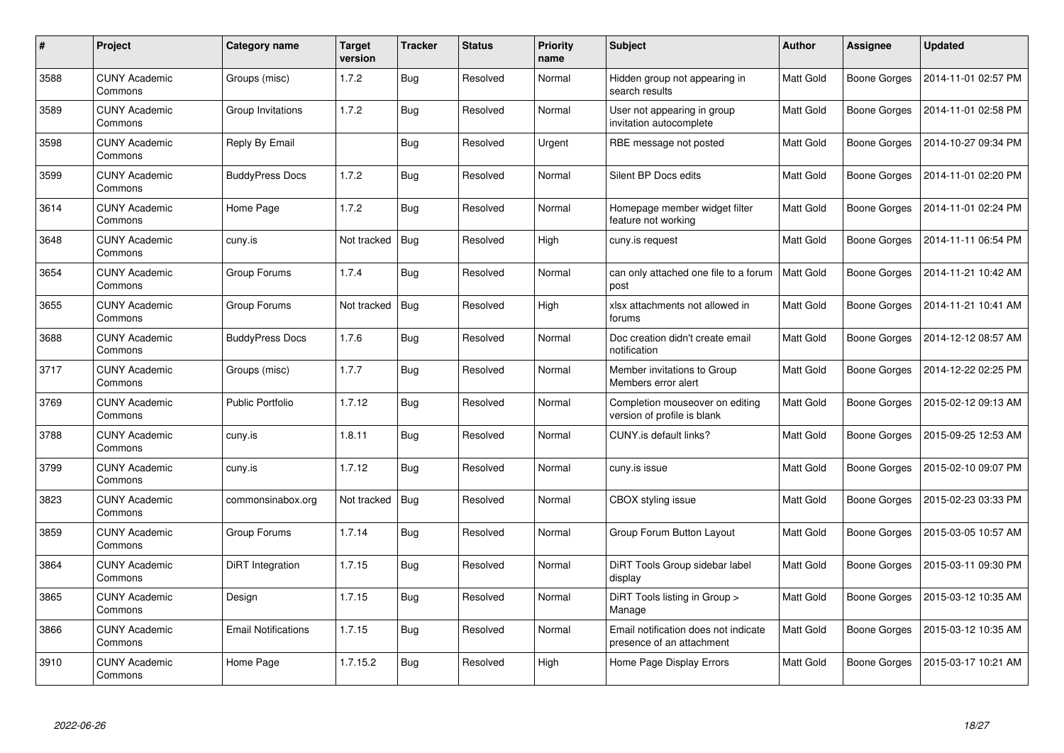| # | Project | Category name | Target version | Tracker | Status | Priority name | Subject | Author | Assignee | Updated |
|---|---|---|---|---|---|---|---|---|---|---|
| 3588 | CUNY Academic Commons | Groups (misc) | 1.7.2 | Bug | Resolved | Normal | Hidden group not appearing in search results | Matt Gold | Boone Gorges | 2014-11-01 02:57 PM |
| 3589 | CUNY Academic Commons | Group Invitations | 1.7.2 | Bug | Resolved | Normal | User not appearing in group invitation autocomplete | Matt Gold | Boone Gorges | 2014-11-01 02:58 PM |
| 3598 | CUNY Academic Commons | Reply By Email | | Bug | Resolved | Urgent | RBE message not posted | Matt Gold | Boone Gorges | 2014-10-27 09:34 PM |
| 3599 | CUNY Academic Commons | BuddyPress Docs | 1.7.2 | Bug | Resolved | Normal | Silent BP Docs edits | Matt Gold | Boone Gorges | 2014-11-01 02:20 PM |
| 3614 | CUNY Academic Commons | Home Page | 1.7.2 | Bug | Resolved | Normal | Homepage member widget filter feature not working | Matt Gold | Boone Gorges | 2014-11-01 02:24 PM |
| 3648 | CUNY Academic Commons | cuny.is | Not tracked | Bug | Resolved | High | cuny.is request | Matt Gold | Boone Gorges | 2014-11-11 06:54 PM |
| 3654 | CUNY Academic Commons | Group Forums | 1.7.4 | Bug | Resolved | Normal | can only attached one file to a forum post | Matt Gold | Boone Gorges | 2014-11-21 10:42 AM |
| 3655 | CUNY Academic Commons | Group Forums | Not tracked | Bug | Resolved | High | xlsx attachments not allowed in forums | Matt Gold | Boone Gorges | 2014-11-21 10:41 AM |
| 3688 | CUNY Academic Commons | BuddyPress Docs | 1.7.6 | Bug | Resolved | Normal | Doc creation didn't create email notification | Matt Gold | Boone Gorges | 2014-12-12 08:57 AM |
| 3717 | CUNY Academic Commons | Groups (misc) | 1.7.7 | Bug | Resolved | Normal | Member invitations to Group Members error alert | Matt Gold | Boone Gorges | 2014-12-22 02:25 PM |
| 3769 | CUNY Academic Commons | Public Portfolio | 1.7.12 | Bug | Resolved | Normal | Completion mouseover on editing version of profile is blank | Matt Gold | Boone Gorges | 2015-02-12 09:13 AM |
| 3788 | CUNY Academic Commons | cuny.is | 1.8.11 | Bug | Resolved | Normal | CUNY.is default links? | Matt Gold | Boone Gorges | 2015-09-25 12:53 AM |
| 3799 | CUNY Academic Commons | cuny.is | 1.7.12 | Bug | Resolved | Normal | cuny.is issue | Matt Gold | Boone Gorges | 2015-02-10 09:07 PM |
| 3823 | CUNY Academic Commons | commonsinabox.org | Not tracked | Bug | Resolved | Normal | CBOX styling issue | Matt Gold | Boone Gorges | 2015-02-23 03:33 PM |
| 3859 | CUNY Academic Commons | Group Forums | 1.7.14 | Bug | Resolved | Normal | Group Forum Button Layout | Matt Gold | Boone Gorges | 2015-03-05 10:57 AM |
| 3864 | CUNY Academic Commons | DiRT Integration | 1.7.15 | Bug | Resolved | Normal | DiRT Tools Group sidebar label display | Matt Gold | Boone Gorges | 2015-03-11 09:30 PM |
| 3865 | CUNY Academic Commons | Design | 1.7.15 | Bug | Resolved | Normal | DiRT Tools listing in Group > Manage | Matt Gold | Boone Gorges | 2015-03-12 10:35 AM |
| 3866 | CUNY Academic Commons | Email Notifications | 1.7.15 | Bug | Resolved | Normal | Email notification does not indicate presence of an attachment | Matt Gold | Boone Gorges | 2015-03-12 10:35 AM |
| 3910 | CUNY Academic Commons | Home Page | 1.7.15.2 | Bug | Resolved | High | Home Page Display Errors | Matt Gold | Boone Gorges | 2015-03-17 10:21 AM |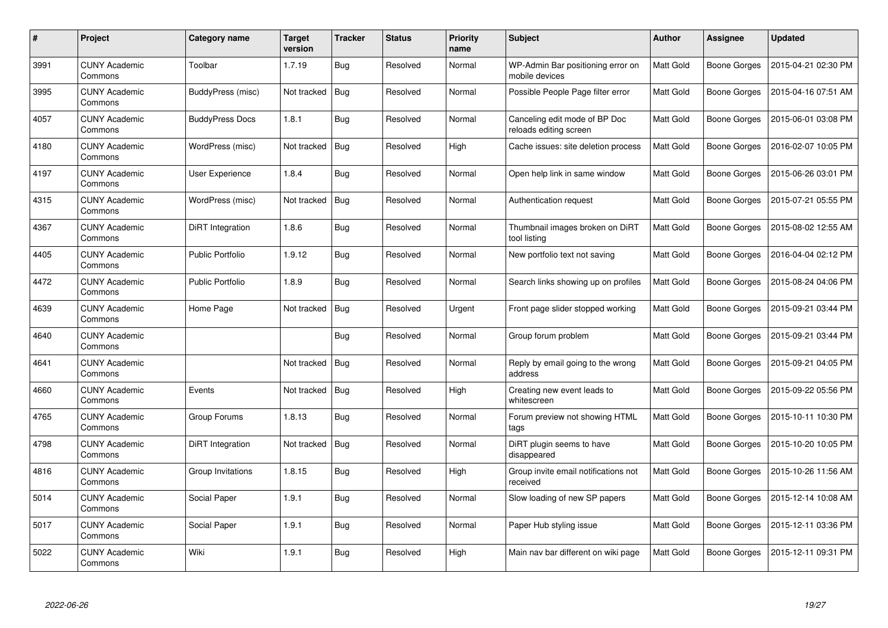| # | Project | Category name | Target version | Tracker | Status | Priority name | Subject | Author | Assignee | Updated |
|---|---|---|---|---|---|---|---|---|---|---|
| 3991 | CUNY Academic Commons | Toolbar | 1.7.19 | Bug | Resolved | Normal | WP-Admin Bar positioning error on mobile devices | Matt Gold | Boone Gorges | 2015-04-21 02:30 PM |
| 3995 | CUNY Academic Commons | BuddyPress (misc) | Not tracked | Bug | Resolved | Normal | Possible People Page filter error | Matt Gold | Boone Gorges | 2015-04-16 07:51 AM |
| 4057 | CUNY Academic Commons | BuddyPress Docs | 1.8.1 | Bug | Resolved | Normal | Canceling edit mode of BP Doc reloads editing screen | Matt Gold | Boone Gorges | 2015-06-01 03:08 PM |
| 4180 | CUNY Academic Commons | WordPress (misc) | Not tracked | Bug | Resolved | High | Cache issues: site deletion process | Matt Gold | Boone Gorges | 2016-02-07 10:05 PM |
| 4197 | CUNY Academic Commons | User Experience | 1.8.4 | Bug | Resolved | Normal | Open help link in same window | Matt Gold | Boone Gorges | 2015-06-26 03:01 PM |
| 4315 | CUNY Academic Commons | WordPress (misc) | Not tracked | Bug | Resolved | Normal | Authentication request | Matt Gold | Boone Gorges | 2015-07-21 05:55 PM |
| 4367 | CUNY Academic Commons | DiRT Integration | 1.8.6 | Bug | Resolved | Normal | Thumbnail images broken on DiRT tool listing | Matt Gold | Boone Gorges | 2015-08-02 12:55 AM |
| 4405 | CUNY Academic Commons | Public Portfolio | 1.9.12 | Bug | Resolved | Normal | New portfolio text not saving | Matt Gold | Boone Gorges | 2016-04-04 02:12 PM |
| 4472 | CUNY Academic Commons | Public Portfolio | 1.8.9 | Bug | Resolved | Normal | Search links showing up on profiles | Matt Gold | Boone Gorges | 2015-08-24 04:06 PM |
| 4639 | CUNY Academic Commons | Home Page | Not tracked | Bug | Resolved | Urgent | Front page slider stopped working | Matt Gold | Boone Gorges | 2015-09-21 03:44 PM |
| 4640 | CUNY Academic Commons | | | Bug | Resolved | Normal | Group forum problem | Matt Gold | Boone Gorges | 2015-09-21 03:44 PM |
| 4641 | CUNY Academic Commons | | Not tracked | Bug | Resolved | Normal | Reply by email going to the wrong address | Matt Gold | Boone Gorges | 2015-09-21 04:05 PM |
| 4660 | CUNY Academic Commons | Events | Not tracked | Bug | Resolved | High | Creating new event leads to whitescreen | Matt Gold | Boone Gorges | 2015-09-22 05:56 PM |
| 4765 | CUNY Academic Commons | Group Forums | 1.8.13 | Bug | Resolved | Normal | Forum preview not showing HTML tags | Matt Gold | Boone Gorges | 2015-10-11 10:30 PM |
| 4798 | CUNY Academic Commons | DiRT Integration | Not tracked | Bug | Resolved | Normal | DiRT plugin seems to have disappeared | Matt Gold | Boone Gorges | 2015-10-20 10:05 PM |
| 4816 | CUNY Academic Commons | Group Invitations | 1.8.15 | Bug | Resolved | High | Group invite email notifications not received | Matt Gold | Boone Gorges | 2015-10-26 11:56 AM |
| 5014 | CUNY Academic Commons | Social Paper | 1.9.1 | Bug | Resolved | Normal | Slow loading of new SP papers | Matt Gold | Boone Gorges | 2015-12-14 10:08 AM |
| 5017 | CUNY Academic Commons | Social Paper | 1.9.1 | Bug | Resolved | Normal | Paper Hub styling issue | Matt Gold | Boone Gorges | 2015-12-11 03:36 PM |
| 5022 | CUNY Academic Commons | Wiki | 1.9.1 | Bug | Resolved | High | Main nav bar different on wiki page | Matt Gold | Boone Gorges | 2015-12-11 09:31 PM |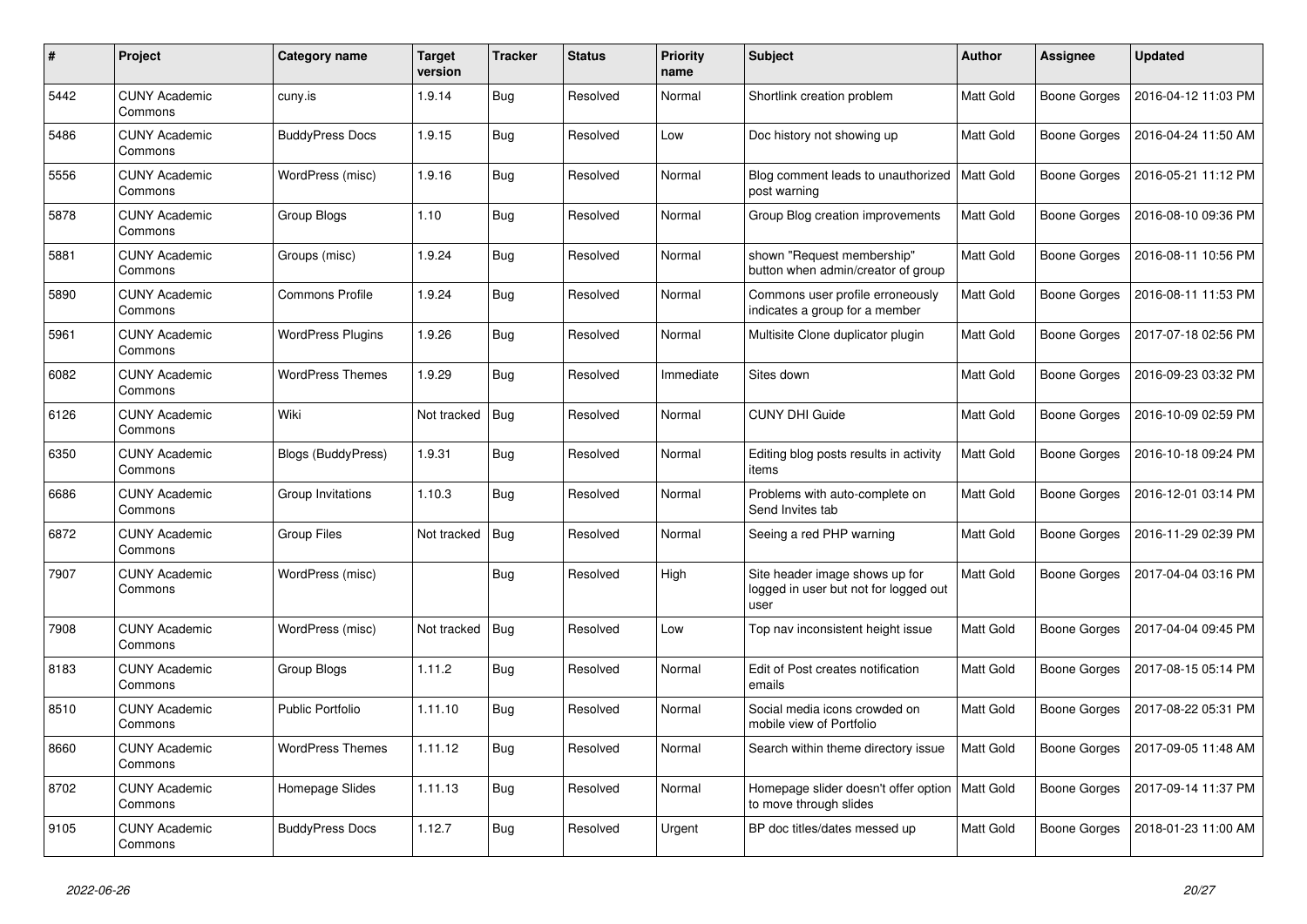| # | Project | Category name | Target version | Tracker | Status | Priority name | Subject | Author | Assignee | Updated |
|---|---|---|---|---|---|---|---|---|---|---|
| 5442 | CUNY Academic Commons | cuny.is | 1.9.14 | Bug | Resolved | Normal | Shortlink creation problem | Matt Gold | Boone Gorges | 2016-04-12 11:03 PM |
| 5486 | CUNY Academic Commons | BuddyPress Docs | 1.9.15 | Bug | Resolved | Low | Doc history not showing up | Matt Gold | Boone Gorges | 2016-04-24 11:50 AM |
| 5556 | CUNY Academic Commons | WordPress (misc) | 1.9.16 | Bug | Resolved | Normal | Blog comment leads to unauthorized post warning | Matt Gold | Boone Gorges | 2016-05-21 11:12 PM |
| 5878 | CUNY Academic Commons | Group Blogs | 1.10 | Bug | Resolved | Normal | Group Blog creation improvements | Matt Gold | Boone Gorges | 2016-08-10 09:36 PM |
| 5881 | CUNY Academic Commons | Groups (misc) | 1.9.24 | Bug | Resolved | Normal | shown "Request membership" button when admin/creator of group | Matt Gold | Boone Gorges | 2016-08-11 10:56 PM |
| 5890 | CUNY Academic Commons | Commons Profile | 1.9.24 | Bug | Resolved | Normal | Commons user profile erroneously indicates a group for a member | Matt Gold | Boone Gorges | 2016-08-11 11:53 PM |
| 5961 | CUNY Academic Commons | WordPress Plugins | 1.9.26 | Bug | Resolved | Normal | Multisite Clone duplicator plugin | Matt Gold | Boone Gorges | 2017-07-18 02:56 PM |
| 6082 | CUNY Academic Commons | WordPress Themes | 1.9.29 | Bug | Resolved | Immediate | Sites down | Matt Gold | Boone Gorges | 2016-09-23 03:32 PM |
| 6126 | CUNY Academic Commons | Wiki | Not tracked | Bug | Resolved | Normal | CUNY DHI Guide | Matt Gold | Boone Gorges | 2016-10-09 02:59 PM |
| 6350 | CUNY Academic Commons | Blogs (BuddyPress) | 1.9.31 | Bug | Resolved | Normal | Editing blog posts results in activity items | Matt Gold | Boone Gorges | 2016-10-18 09:24 PM |
| 6686 | CUNY Academic Commons | Group Invitations | 1.10.3 | Bug | Resolved | Normal | Problems with auto-complete on Send Invites tab | Matt Gold | Boone Gorges | 2016-12-01 03:14 PM |
| 6872 | CUNY Academic Commons | Group Files | Not tracked | Bug | Resolved | Normal | Seeing a red PHP warning | Matt Gold | Boone Gorges | 2016-11-29 02:39 PM |
| 7907 | CUNY Academic Commons | WordPress (misc) | | Bug | Resolved | High | Site header image shows up for logged in user but not for logged out user | Matt Gold | Boone Gorges | 2017-04-04 03:16 PM |
| 7908 | CUNY Academic Commons | WordPress (misc) | Not tracked | Bug | Resolved | Low | Top nav inconsistent height issue | Matt Gold | Boone Gorges | 2017-04-04 09:45 PM |
| 8183 | CUNY Academic Commons | Group Blogs | 1.11.2 | Bug | Resolved | Normal | Edit of Post creates notification emails | Matt Gold | Boone Gorges | 2017-08-15 05:14 PM |
| 8510 | CUNY Academic Commons | Public Portfolio | 1.11.10 | Bug | Resolved | Normal | Social media icons crowded on mobile view of Portfolio | Matt Gold | Boone Gorges | 2017-08-22 05:31 PM |
| 8660 | CUNY Academic Commons | WordPress Themes | 1.11.12 | Bug | Resolved | Normal | Search within theme directory issue | Matt Gold | Boone Gorges | 2017-09-05 11:48 AM |
| 8702 | CUNY Academic Commons | Homepage Slides | 1.11.13 | Bug | Resolved | Normal | Homepage slider doesn't offer option to move through slides | Matt Gold | Boone Gorges | 2017-09-14 11:37 PM |
| 9105 | CUNY Academic Commons | BuddyPress Docs | 1.12.7 | Bug | Resolved | Urgent | BP doc titles/dates messed up | Matt Gold | Boone Gorges | 2018-01-23 11:00 AM |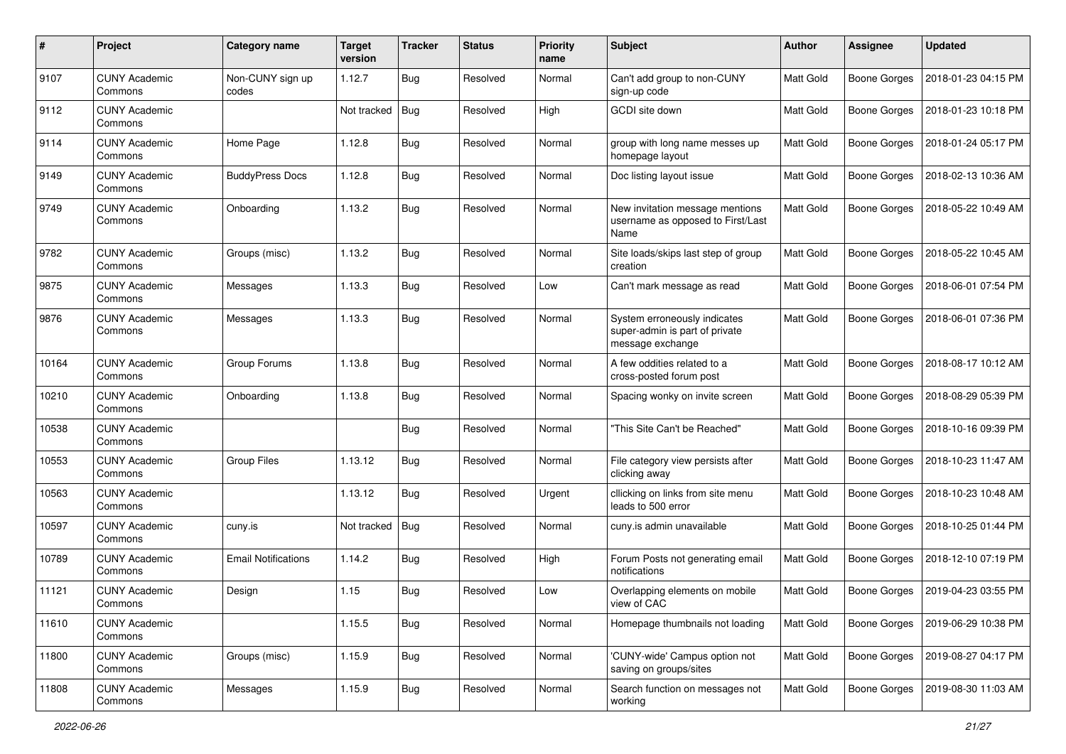| # | Project | Category name | Target version | Tracker | Status | Priority name | Subject | Author | Assignee | Updated |
|---|---|---|---|---|---|---|---|---|---|---|
| 9107 | CUNY Academic Commons | Non-CUNY sign up codes | 1.12.7 | Bug | Resolved | Normal | Can't add group to non-CUNY sign-up code | Matt Gold | Boone Gorges | 2018-01-23 04:15 PM |
| 9112 | CUNY Academic Commons | | Not tracked | Bug | Resolved | High | GCDI site down | Matt Gold | Boone Gorges | 2018-01-23 10:18 PM |
| 9114 | CUNY Academic Commons | Home Page | 1.12.8 | Bug | Resolved | Normal | group with long name messes up homepage layout | Matt Gold | Boone Gorges | 2018-01-24 05:17 PM |
| 9149 | CUNY Academic Commons | BuddyPress Docs | 1.12.8 | Bug | Resolved | Normal | Doc listing layout issue | Matt Gold | Boone Gorges | 2018-02-13 10:36 AM |
| 9749 | CUNY Academic Commons | Onboarding | 1.13.2 | Bug | Resolved | Normal | New invitation message mentions username as opposed to First/Last Name | Matt Gold | Boone Gorges | 2018-05-22 10:49 AM |
| 9782 | CUNY Academic Commons | Groups (misc) | 1.13.2 | Bug | Resolved | Normal | Site loads/skips last step of group creation | Matt Gold | Boone Gorges | 2018-05-22 10:45 AM |
| 9875 | CUNY Academic Commons | Messages | 1.13.3 | Bug | Resolved | Low | Can't mark message as read | Matt Gold | Boone Gorges | 2018-06-01 07:54 PM |
| 9876 | CUNY Academic Commons | Messages | 1.13.3 | Bug | Resolved | Normal | System erroneously indicates super-admin is part of private message exchange | Matt Gold | Boone Gorges | 2018-06-01 07:36 PM |
| 10164 | CUNY Academic Commons | Group Forums | 1.13.8 | Bug | Resolved | Normal | A few oddities related to a cross-posted forum post | Matt Gold | Boone Gorges | 2018-08-17 10:12 AM |
| 10210 | CUNY Academic Commons | Onboarding | 1.13.8 | Bug | Resolved | Normal | Spacing wonky on invite screen | Matt Gold | Boone Gorges | 2018-08-29 05:39 PM |
| 10538 | CUNY Academic Commons | | | Bug | Resolved | Normal | "This Site Can't be Reached" | Matt Gold | Boone Gorges | 2018-10-16 09:39 PM |
| 10553 | CUNY Academic Commons | Group Files | 1.13.12 | Bug | Resolved | Normal | File category view persists after clicking away | Matt Gold | Boone Gorges | 2018-10-23 11:47 AM |
| 10563 | CUNY Academic Commons | | 1.13.12 | Bug | Resolved | Urgent | cllicking on links from site menu leads to 500 error | Matt Gold | Boone Gorges | 2018-10-23 10:48 AM |
| 10597 | CUNY Academic Commons | cuny.is | Not tracked | Bug | Resolved | Normal | cuny.is admin unavailable | Matt Gold | Boone Gorges | 2018-10-25 01:44 PM |
| 10789 | CUNY Academic Commons | Email Notifications | 1.14.2 | Bug | Resolved | High | Forum Posts not generating email notifications | Matt Gold | Boone Gorges | 2018-12-10 07:19 PM |
| 11121 | CUNY Academic Commons | Design | 1.15 | Bug | Resolved | Low | Overlapping elements on mobile view of CAC | Matt Gold | Boone Gorges | 2019-04-23 03:55 PM |
| 11610 | CUNY Academic Commons | | 1.15.5 | Bug | Resolved | Normal | Homepage thumbnails not loading | Matt Gold | Boone Gorges | 2019-06-29 10:38 PM |
| 11800 | CUNY Academic Commons | Groups (misc) | 1.15.9 | Bug | Resolved | Normal | 'CUNY-wide' Campus option not saving on groups/sites | Matt Gold | Boone Gorges | 2019-08-27 04:17 PM |
| 11808 | CUNY Academic Commons | Messages | 1.15.9 | Bug | Resolved | Normal | Search function on messages not working | Matt Gold | Boone Gorges | 2019-08-30 11:03 AM |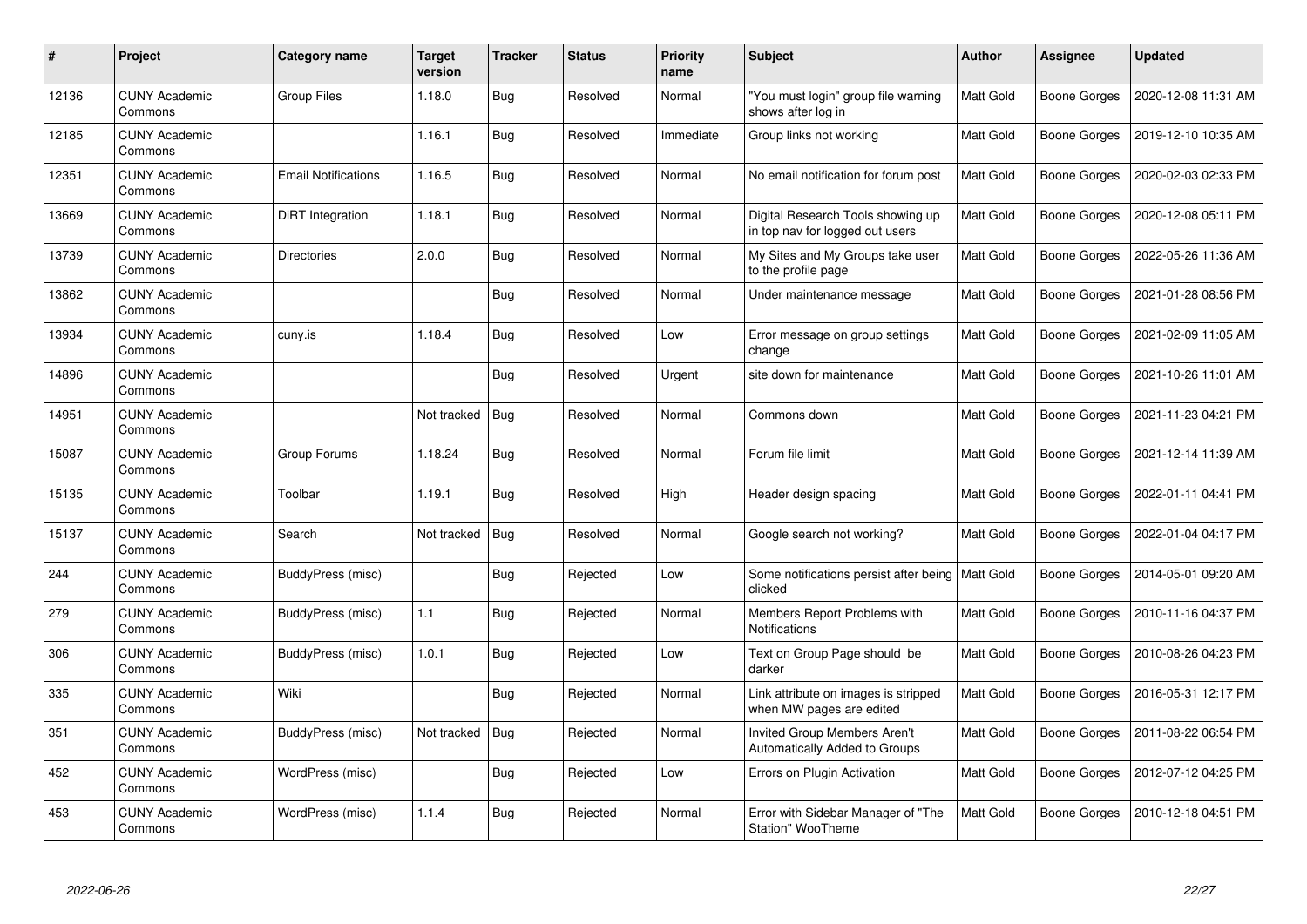| # | Project | Category name | Target version | Tracker | Status | Priority name | Subject | Author | Assignee | Updated |
|---|---|---|---|---|---|---|---|---|---|---|
| 12136 | CUNY Academic Commons | Group Files | 1.18.0 | Bug | Resolved | Normal | "You must login" group file warning shows after log in | Matt Gold | Boone Gorges | 2020-12-08 11:31 AM |
| 12185 | CUNY Academic Commons | | 1.16.1 | Bug | Resolved | Immediate | Group links not working | Matt Gold | Boone Gorges | 2019-12-10 10:35 AM |
| 12351 | CUNY Academic Commons | Email Notifications | 1.16.5 | Bug | Resolved | Normal | No email notification for forum post | Matt Gold | Boone Gorges | 2020-02-03 02:33 PM |
| 13669 | CUNY Academic Commons | DiRT Integration | 1.18.1 | Bug | Resolved | Normal | Digital Research Tools showing up in top nav for logged out users | Matt Gold | Boone Gorges | 2020-12-08 05:11 PM |
| 13739 | CUNY Academic Commons | Directories | 2.0.0 | Bug | Resolved | Normal | My Sites and My Groups take user to the profile page | Matt Gold | Boone Gorges | 2022-05-26 11:36 AM |
| 13862 | CUNY Academic Commons | | | Bug | Resolved | Normal | Under maintenance message | Matt Gold | Boone Gorges | 2021-01-28 08:56 PM |
| 13934 | CUNY Academic Commons | cuny.is | 1.18.4 | Bug | Resolved | Low | Error message on group settings change | Matt Gold | Boone Gorges | 2021-02-09 11:05 AM |
| 14896 | CUNY Academic Commons | | | Bug | Resolved | Urgent | site down for maintenance | Matt Gold | Boone Gorges | 2021-10-26 11:01 AM |
| 14951 | CUNY Academic Commons | | Not tracked | Bug | Resolved | Normal | Commons down | Matt Gold | Boone Gorges | 2021-11-23 04:21 PM |
| 15087 | CUNY Academic Commons | Group Forums | 1.18.24 | Bug | Resolved | Normal | Forum file limit | Matt Gold | Boone Gorges | 2021-12-14 11:39 AM |
| 15135 | CUNY Academic Commons | Toolbar | 1.19.1 | Bug | Resolved | High | Header design spacing | Matt Gold | Boone Gorges | 2022-01-11 04:41 PM |
| 15137 | CUNY Academic Commons | Search | Not tracked | Bug | Resolved | Normal | Google search not working? | Matt Gold | Boone Gorges | 2022-01-04 04:17 PM |
| 244 | CUNY Academic Commons | BuddyPress (misc) | | Bug | Rejected | Low | Some notifications persist after being clicked | Matt Gold | Boone Gorges | 2014-05-01 09:20 AM |
| 279 | CUNY Academic Commons | BuddyPress (misc) | 1.1 | Bug | Rejected | Normal | Members Report Problems with Notifications | Matt Gold | Boone Gorges | 2010-11-16 04:37 PM |
| 306 | CUNY Academic Commons | BuddyPress (misc) | 1.0.1 | Bug | Rejected | Low | Text on Group Page should be darker | Matt Gold | Boone Gorges | 2010-08-26 04:23 PM |
| 335 | CUNY Academic Commons | Wiki | | Bug | Rejected | Normal | Link attribute on images is stripped when MW pages are edited | Matt Gold | Boone Gorges | 2016-05-31 12:17 PM |
| 351 | CUNY Academic Commons | BuddyPress (misc) | Not tracked | Bug | Rejected | Normal | Invited Group Members Aren't Automatically Added to Groups | Matt Gold | Boone Gorges | 2011-08-22 06:54 PM |
| 452 | CUNY Academic Commons | WordPress (misc) | | Bug | Rejected | Low | Errors on Plugin Activation | Matt Gold | Boone Gorges | 2012-07-12 04:25 PM |
| 453 | CUNY Academic Commons | WordPress (misc) | 1.1.4 | Bug | Rejected | Normal | Error with Sidebar Manager of "The Station" WooTheme | Matt Gold | Boone Gorges | 2010-12-18 04:51 PM |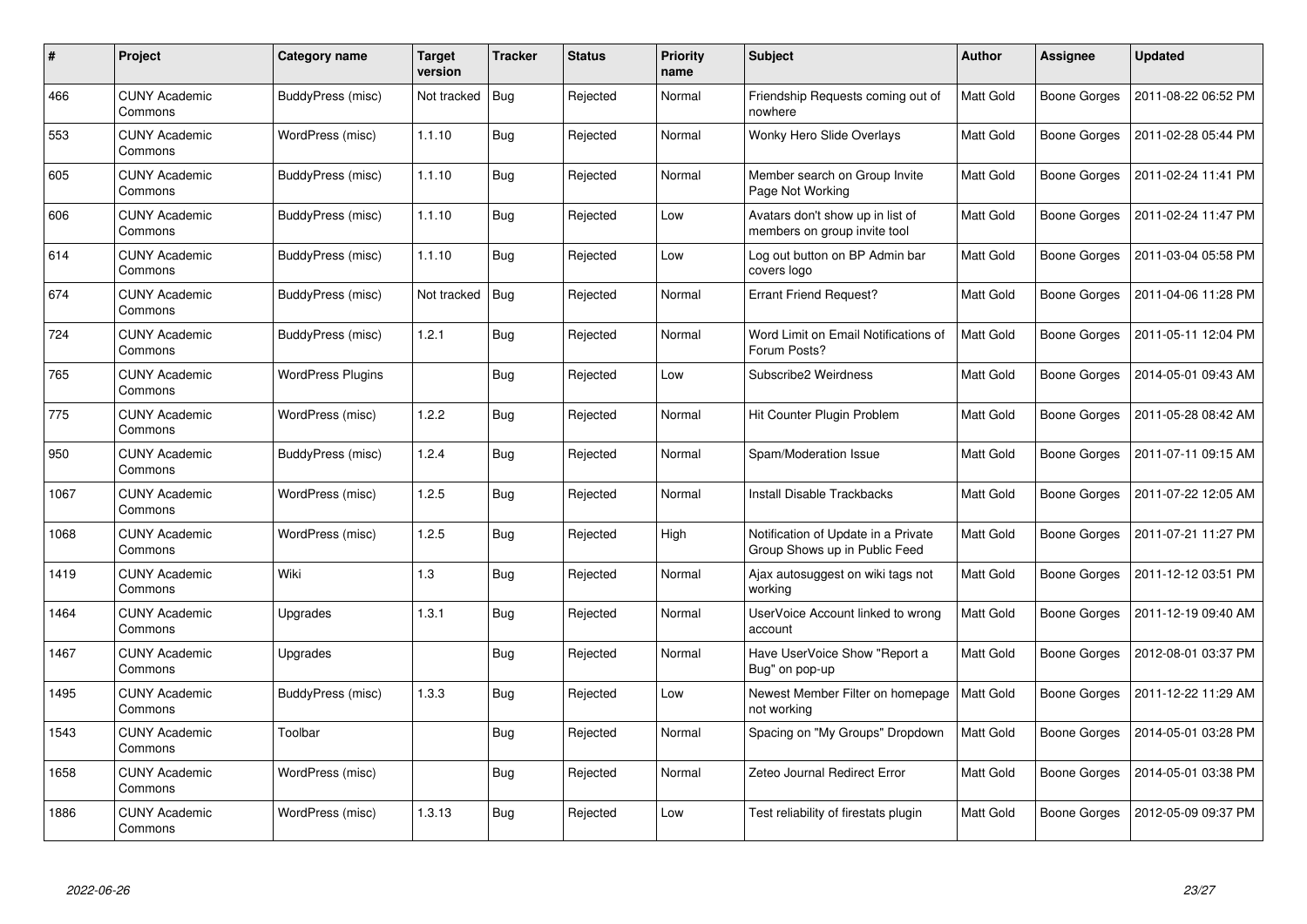| # | Project | Category name | Target version | Tracker | Status | Priority name | Subject | Author | Assignee | Updated |
|---|---|---|---|---|---|---|---|---|---|---|
| 466 | CUNY Academic Commons | BuddyPress (misc) | Not tracked | Bug | Rejected | Normal | Friendship Requests coming out of nowhere | Matt Gold | Boone Gorges | 2011-08-22 06:52 PM |
| 553 | CUNY Academic Commons | WordPress (misc) | 1.1.10 | Bug | Rejected | Normal | Wonky Hero Slide Overlays | Matt Gold | Boone Gorges | 2011-02-28 05:44 PM |
| 605 | CUNY Academic Commons | BuddyPress (misc) | 1.1.10 | Bug | Rejected | Normal | Member search on Group Invite Page Not Working | Matt Gold | Boone Gorges | 2011-02-24 11:41 PM |
| 606 | CUNY Academic Commons | BuddyPress (misc) | 1.1.10 | Bug | Rejected | Low | Avatars don't show up in list of members on group invite tool | Matt Gold | Boone Gorges | 2011-02-24 11:47 PM |
| 614 | CUNY Academic Commons | BuddyPress (misc) | 1.1.10 | Bug | Rejected | Low | Log out button on BP Admin bar covers logo | Matt Gold | Boone Gorges | 2011-03-04 05:58 PM |
| 674 | CUNY Academic Commons | BuddyPress (misc) | Not tracked | Bug | Rejected | Normal | Errant Friend Request? | Matt Gold | Boone Gorges | 2011-04-06 11:28 PM |
| 724 | CUNY Academic Commons | BuddyPress (misc) | 1.2.1 | Bug | Rejected | Normal | Word Limit on Email Notifications of Forum Posts? | Matt Gold | Boone Gorges | 2011-05-11 12:04 PM |
| 765 | CUNY Academic Commons | WordPress Plugins | | Bug | Rejected | Low | Subscribe2 Weirdness | Matt Gold | Boone Gorges | 2014-05-01 09:43 AM |
| 775 | CUNY Academic Commons | WordPress (misc) | 1.2.2 | Bug | Rejected | Normal | Hit Counter Plugin Problem | Matt Gold | Boone Gorges | 2011-05-28 08:42 AM |
| 950 | CUNY Academic Commons | BuddyPress (misc) | 1.2.4 | Bug | Rejected | Normal | Spam/Moderation Issue | Matt Gold | Boone Gorges | 2011-07-11 09:15 AM |
| 1067 | CUNY Academic Commons | WordPress (misc) | 1.2.5 | Bug | Rejected | Normal | Install Disable Trackbacks | Matt Gold | Boone Gorges | 2011-07-22 12:05 AM |
| 1068 | CUNY Academic Commons | WordPress (misc) | 1.2.5 | Bug | Rejected | High | Notification of Update in a Private Group Shows up in Public Feed | Matt Gold | Boone Gorges | 2011-07-21 11:27 PM |
| 1419 | CUNY Academic Commons | Wiki | 1.3 | Bug | Rejected | Normal | Ajax autosuggest on wiki tags not working | Matt Gold | Boone Gorges | 2011-12-12 03:51 PM |
| 1464 | CUNY Academic Commons | Upgrades | 1.3.1 | Bug | Rejected | Normal | UserVoice Account linked to wrong account | Matt Gold | Boone Gorges | 2011-12-19 09:40 AM |
| 1467 | CUNY Academic Commons | Upgrades | | Bug | Rejected | Normal | Have UserVoice Show "Report a Bug" on pop-up | Matt Gold | Boone Gorges | 2012-08-01 03:37 PM |
| 1495 | CUNY Academic Commons | BuddyPress (misc) | 1.3.3 | Bug | Rejected | Low | Newest Member Filter on homepage not working | Matt Gold | Boone Gorges | 2011-12-22 11:29 AM |
| 1543 | CUNY Academic Commons | Toolbar | | Bug | Rejected | Normal | Spacing on "My Groups" Dropdown | Matt Gold | Boone Gorges | 2014-05-01 03:28 PM |
| 1658 | CUNY Academic Commons | WordPress (misc) | | Bug | Rejected | Normal | Zeteo Journal Redirect Error | Matt Gold | Boone Gorges | 2014-05-01 03:38 PM |
| 1886 | CUNY Academic Commons | WordPress (misc) | 1.3.13 | Bug | Rejected | Low | Test reliability of firestats plugin | Matt Gold | Boone Gorges | 2012-05-09 09:37 PM |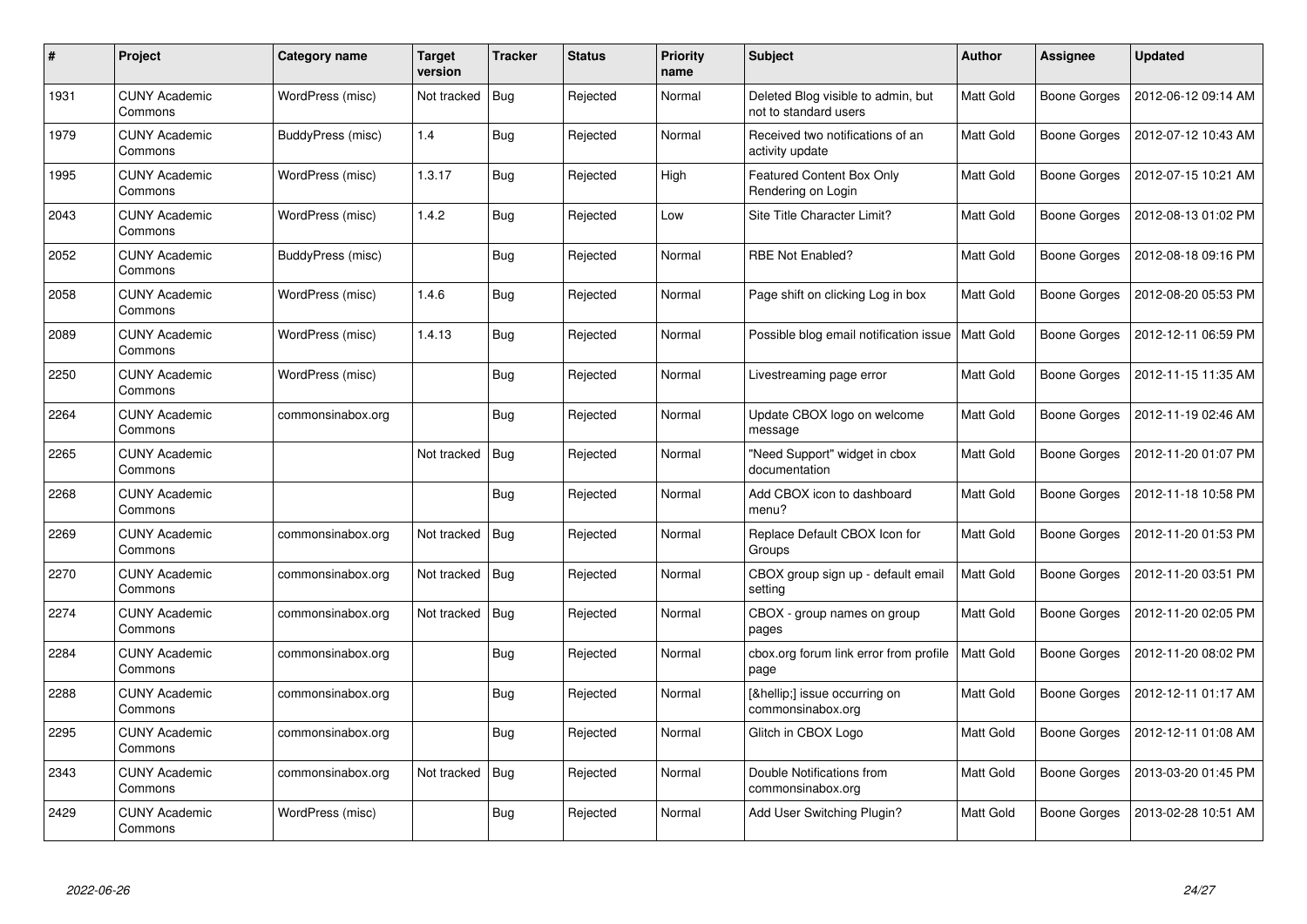| # | Project | Category name | Target version | Tracker | Status | Priority name | Subject | Author | Assignee | Updated |
|---|---|---|---|---|---|---|---|---|---|---|
| 1931 | CUNY Academic Commons | WordPress (misc) | Not tracked | Bug | Rejected | Normal | Deleted Blog visible to admin, but not to standard users | Matt Gold | Boone Gorges | 2012-06-12 09:14 AM |
| 1979 | CUNY Academic Commons | BuddyPress (misc) | 1.4 | Bug | Rejected | Normal | Received two notifications of an activity update | Matt Gold | Boone Gorges | 2012-07-12 10:43 AM |
| 1995 | CUNY Academic Commons | WordPress (misc) | 1.3.17 | Bug | Rejected | High | Featured Content Box Only Rendering on Login | Matt Gold | Boone Gorges | 2012-07-15 10:21 AM |
| 2043 | CUNY Academic Commons | WordPress (misc) | 1.4.2 | Bug | Rejected | Low | Site Title Character Limit? | Matt Gold | Boone Gorges | 2012-08-13 01:02 PM |
| 2052 | CUNY Academic Commons | BuddyPress (misc) | | Bug | Rejected | Normal | RBE Not Enabled? | Matt Gold | Boone Gorges | 2012-08-18 09:16 PM |
| 2058 | CUNY Academic Commons | WordPress (misc) | 1.4.6 | Bug | Rejected | Normal | Page shift on clicking Log in box | Matt Gold | Boone Gorges | 2012-08-20 05:53 PM |
| 2089 | CUNY Academic Commons | WordPress (misc) | 1.4.13 | Bug | Rejected | Normal | Possible blog email notification issue | Matt Gold | Boone Gorges | 2012-12-11 06:59 PM |
| 2250 | CUNY Academic Commons | WordPress (misc) | | Bug | Rejected | Normal | Livestreaming page error | Matt Gold | Boone Gorges | 2012-11-15 11:35 AM |
| 2264 | CUNY Academic Commons | commonsinabox.org | | Bug | Rejected | Normal | Update CBOX logo on welcome message | Matt Gold | Boone Gorges | 2012-11-19 02:46 AM |
| 2265 | CUNY Academic Commons | | Not tracked | Bug | Rejected | Normal | "Need Support" widget in cbox documentation | Matt Gold | Boone Gorges | 2012-11-20 01:07 PM |
| 2268 | CUNY Academic Commons | | | Bug | Rejected | Normal | Add CBOX icon to dashboard menu? | Matt Gold | Boone Gorges | 2012-11-18 10:58 PM |
| 2269 | CUNY Academic Commons | commonsinabox.org | Not tracked | Bug | Rejected | Normal | Replace Default CBOX Icon for Groups | Matt Gold | Boone Gorges | 2012-11-20 01:53 PM |
| 2270 | CUNY Academic Commons | commonsinabox.org | Not tracked | Bug | Rejected | Normal | CBOX group sign up - default email setting | Matt Gold | Boone Gorges | 2012-11-20 03:51 PM |
| 2274 | CUNY Academic Commons | commonsinabox.org | Not tracked | Bug | Rejected | Normal | CBOX - group names on group pages | Matt Gold | Boone Gorges | 2012-11-20 02:05 PM |
| 2284 | CUNY Academic Commons | commonsinabox.org | | Bug | Rejected | Normal | cbox.org forum link error from profile page | Matt Gold | Boone Gorges | 2012-11-20 08:02 PM |
| 2288 | CUNY Academic Commons | commonsinabox.org | | Bug | Rejected | Normal | [&hellip;] issue occurring on commonsinabox.org | Matt Gold | Boone Gorges | 2012-12-11 01:17 AM |
| 2295 | CUNY Academic Commons | commonsinabox.org | | Bug | Rejected | Normal | Glitch in CBOX Logo | Matt Gold | Boone Gorges | 2012-12-11 01:08 AM |
| 2343 | CUNY Academic Commons | commonsinabox.org | Not tracked | Bug | Rejected | Normal | Double Notifications from commonsinabox.org | Matt Gold | Boone Gorges | 2013-03-20 01:45 PM |
| 2429 | CUNY Academic Commons | WordPress (misc) | | Bug | Rejected | Normal | Add User Switching Plugin? | Matt Gold | Boone Gorges | 2013-02-28 10:51 AM |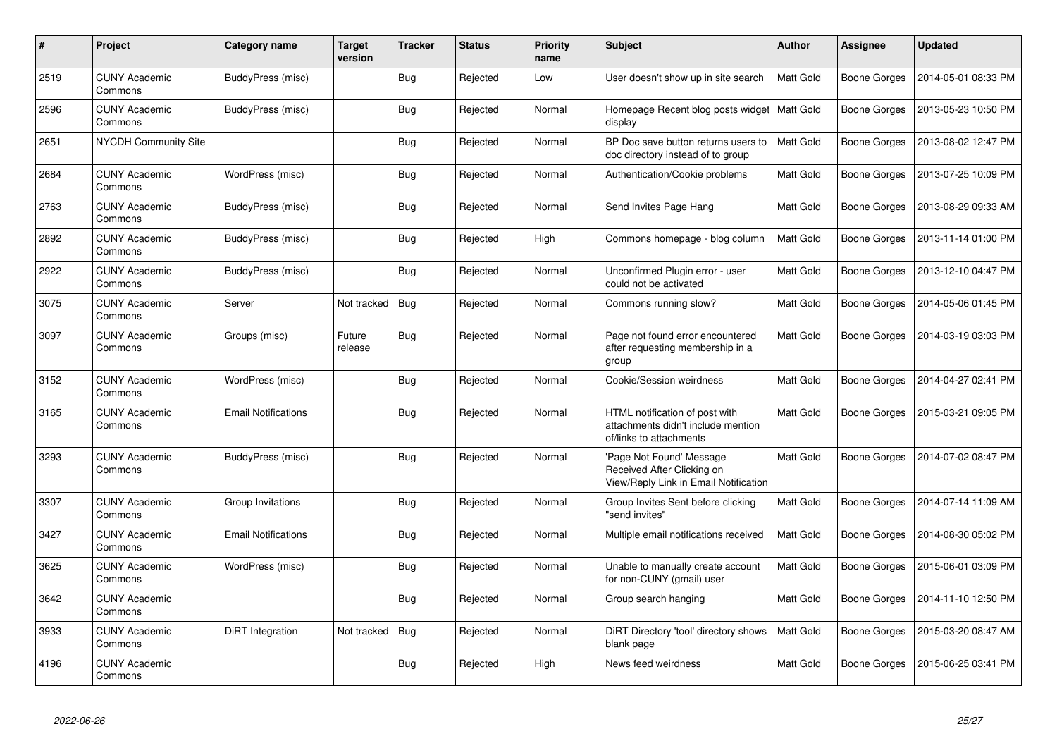| # | Project | Category name | Target version | Tracker | Status | Priority name | Subject | Author | Assignee | Updated |
|---|---|---|---|---|---|---|---|---|---|---|
| 2519 | CUNY Academic Commons | BuddyPress (misc) | | Bug | Rejected | Low | User doesn't show up in site search | Matt Gold | Boone Gorges | 2014-05-01 08:33 PM |
| 2596 | CUNY Academic Commons | BuddyPress (misc) | | Bug | Rejected | Normal | Homepage Recent blog posts widget display | Matt Gold | Boone Gorges | 2013-05-23 10:50 PM |
| 2651 | NYCDH Community Site | | | Bug | Rejected | Normal | BP Doc save button returns users to doc directory instead of to group | Matt Gold | Boone Gorges | 2013-08-02 12:47 PM |
| 2684 | CUNY Academic Commons | WordPress (misc) | | Bug | Rejected | Normal | Authentication/Cookie problems | Matt Gold | Boone Gorges | 2013-07-25 10:09 PM |
| 2763 | CUNY Academic Commons | BuddyPress (misc) | | Bug | Rejected | Normal | Send Invites Page Hang | Matt Gold | Boone Gorges | 2013-08-29 09:33 AM |
| 2892 | CUNY Academic Commons | BuddyPress (misc) | | Bug | Rejected | High | Commons homepage - blog column | Matt Gold | Boone Gorges | 2013-11-14 01:00 PM |
| 2922 | CUNY Academic Commons | BuddyPress (misc) | | Bug | Rejected | Normal | Unconfirmed Plugin error - user could not be activated | Matt Gold | Boone Gorges | 2013-12-10 04:47 PM |
| 3075 | CUNY Academic Commons | Server | Not tracked | Bug | Rejected | Normal | Commons running slow? | Matt Gold | Boone Gorges | 2014-05-06 01:45 PM |
| 3097 | CUNY Academic Commons | Groups (misc) | Future release | Bug | Rejected | Normal | Page not found error encountered after requesting membership in a group | Matt Gold | Boone Gorges | 2014-03-19 03:03 PM |
| 3152 | CUNY Academic Commons | WordPress (misc) | | Bug | Rejected | Normal | Cookie/Session weirdness | Matt Gold | Boone Gorges | 2014-04-27 02:41 PM |
| 3165 | CUNY Academic Commons | Email Notifications | | Bug | Rejected | Normal | HTML notification of post with attachments didn't include mention of/links to attachments | Matt Gold | Boone Gorges | 2015-03-21 09:05 PM |
| 3293 | CUNY Academic Commons | BuddyPress (misc) | | Bug | Rejected | Normal | 'Page Not Found' Message Received After Clicking on View/Reply Link in Email Notification | Matt Gold | Boone Gorges | 2014-07-02 08:47 PM |
| 3307 | CUNY Academic Commons | Group Invitations | | Bug | Rejected | Normal | Group Invites Sent before clicking "send invites" | Matt Gold | Boone Gorges | 2014-07-14 11:09 AM |
| 3427 | CUNY Academic Commons | Email Notifications | | Bug | Rejected | Normal | Multiple email notifications received | Matt Gold | Boone Gorges | 2014-08-30 05:02 PM |
| 3625 | CUNY Academic Commons | WordPress (misc) | | Bug | Rejected | Normal | Unable to manually create account for non-CUNY (gmail) user | Matt Gold | Boone Gorges | 2015-06-01 03:09 PM |
| 3642 | CUNY Academic Commons | | | Bug | Rejected | Normal | Group search hanging | Matt Gold | Boone Gorges | 2014-11-10 12:50 PM |
| 3933 | CUNY Academic Commons | DiRT Integration | Not tracked | Bug | Rejected | Normal | DiRT Directory 'tool' directory shows blank page | Matt Gold | Boone Gorges | 2015-03-20 08:47 AM |
| 4196 | CUNY Academic Commons | | | Bug | Rejected | High | News feed weirdness | Matt Gold | Boone Gorges | 2015-06-25 03:41 PM |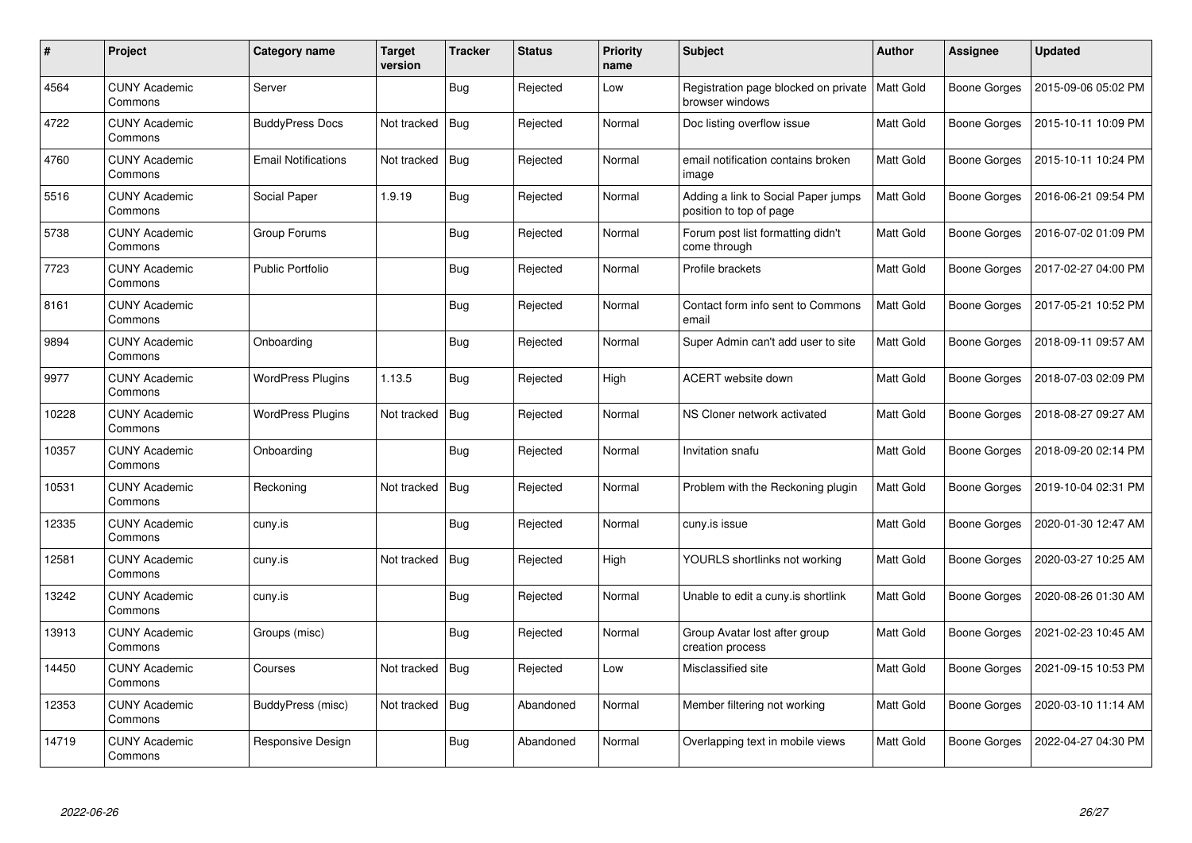| # | Project | Category name | Target version | Tracker | Status | Priority name | Subject | Author | Assignee | Updated |
|---|---|---|---|---|---|---|---|---|---|---|
| 4564 | CUNY Academic Commons | Server | | Bug | Rejected | Low | Registration page blocked on private browser windows | Matt Gold | Boone Gorges | 2015-09-06 05:02 PM |
| 4722 | CUNY Academic Commons | BuddyPress Docs | Not tracked | Bug | Rejected | Normal | Doc listing overflow issue | Matt Gold | Boone Gorges | 2015-10-11 10:09 PM |
| 4760 | CUNY Academic Commons | Email Notifications | Not tracked | Bug | Rejected | Normal | email notification contains broken image | Matt Gold | Boone Gorges | 2015-10-11 10:24 PM |
| 5516 | CUNY Academic Commons | Social Paper | 1.9.19 | Bug | Rejected | Normal | Adding a link to Social Paper jumps position to top of page | Matt Gold | Boone Gorges | 2016-06-21 09:54 PM |
| 5738 | CUNY Academic Commons | Group Forums | | Bug | Rejected | Normal | Forum post list formatting didn't come through | Matt Gold | Boone Gorges | 2016-07-02 01:09 PM |
| 7723 | CUNY Academic Commons | Public Portfolio | | Bug | Rejected | Normal | Profile brackets | Matt Gold | Boone Gorges | 2017-02-27 04:00 PM |
| 8161 | CUNY Academic Commons | | | Bug | Rejected | Normal | Contact form info sent to Commons email | Matt Gold | Boone Gorges | 2017-05-21 10:52 PM |
| 9894 | CUNY Academic Commons | Onboarding | | Bug | Rejected | Normal | Super Admin can't add user to site | Matt Gold | Boone Gorges | 2018-09-11 09:57 AM |
| 9977 | CUNY Academic Commons | WordPress Plugins | 1.13.5 | Bug | Rejected | High | ACERT website down | Matt Gold | Boone Gorges | 2018-07-03 02:09 PM |
| 10228 | CUNY Academic Commons | WordPress Plugins | Not tracked | Bug | Rejected | Normal | NS Cloner network activated | Matt Gold | Boone Gorges | 2018-08-27 09:27 AM |
| 10357 | CUNY Academic Commons | Onboarding | | Bug | Rejected | Normal | Invitation snafu | Matt Gold | Boone Gorges | 2018-09-20 02:14 PM |
| 10531 | CUNY Academic Commons | Reckoning | Not tracked | Bug | Rejected | Normal | Problem with the Reckoning plugin | Matt Gold | Boone Gorges | 2019-10-04 02:31 PM |
| 12335 | CUNY Academic Commons | cuny.is | | Bug | Rejected | Normal | cuny.is issue | Matt Gold | Boone Gorges | 2020-01-30 12:47 AM |
| 12581 | CUNY Academic Commons | cuny.is | Not tracked | Bug | Rejected | High | YOURLS shortlinks not working | Matt Gold | Boone Gorges | 2020-03-27 10:25 AM |
| 13242 | CUNY Academic Commons | cuny.is | | Bug | Rejected | Normal | Unable to edit a cuny.is shortlink | Matt Gold | Boone Gorges | 2020-08-26 01:30 AM |
| 13913 | CUNY Academic Commons | Groups (misc) | | Bug | Rejected | Normal | Group Avatar lost after group creation process | Matt Gold | Boone Gorges | 2021-02-23 10:45 AM |
| 14450 | CUNY Academic Commons | Courses | Not tracked | Bug | Rejected | Low | Misclassified site | Matt Gold | Boone Gorges | 2021-09-15 10:53 PM |
| 12353 | CUNY Academic Commons | BuddyPress (misc) | Not tracked | Bug | Abandoned | Normal | Member filtering not working | Matt Gold | Boone Gorges | 2020-03-10 11:14 AM |
| 14719 | CUNY Academic Commons | Responsive Design | | Bug | Abandoned | Normal | Overlapping text in mobile views | Matt Gold | Boone Gorges | 2022-04-27 04:30 PM |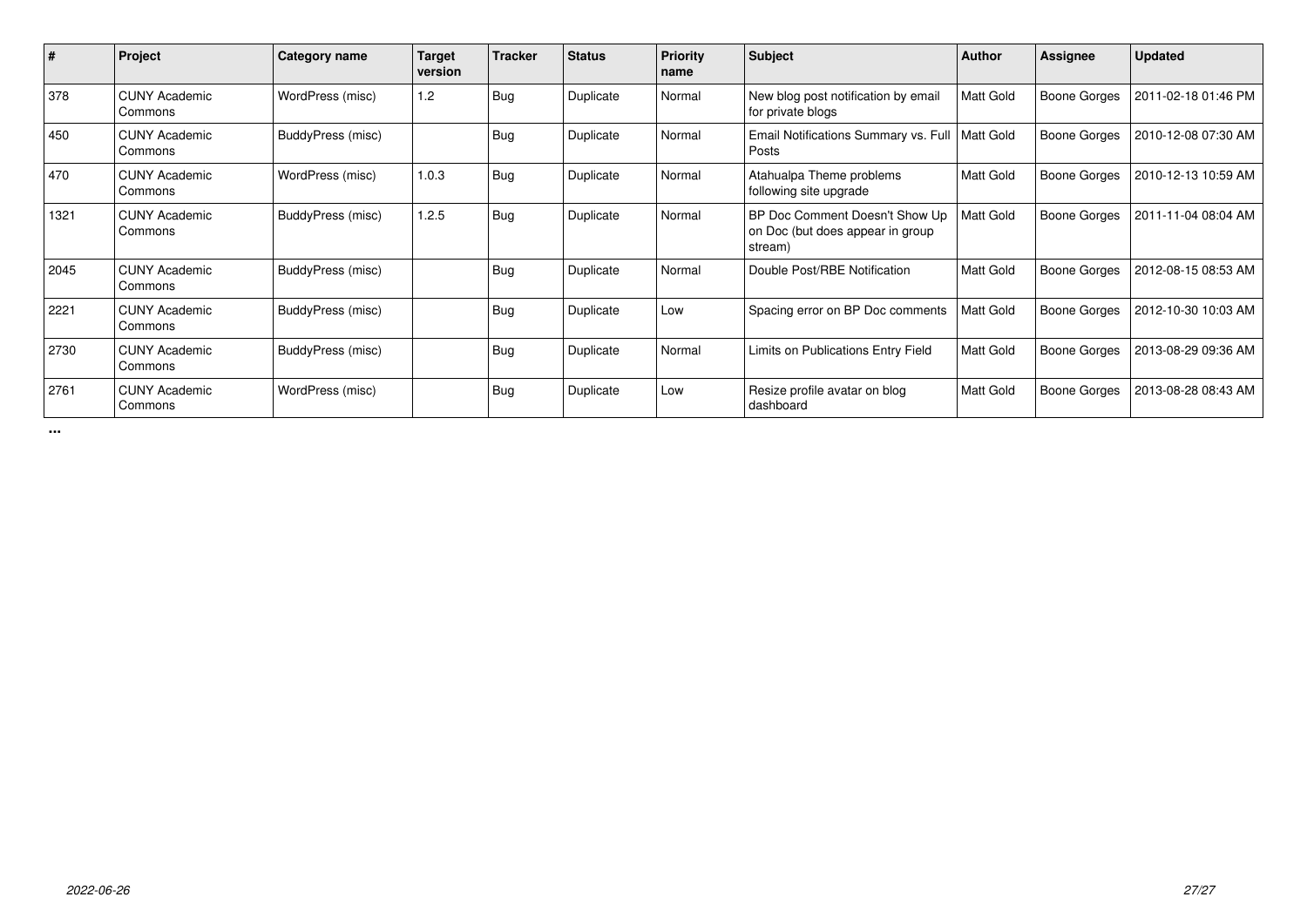| # | Project | Category name | Target version | Tracker | Status | Priority name | Subject | Author | Assignee | Updated |
|---|---|---|---|---|---|---|---|---|---|---|
| 378 | CUNY Academic Commons | WordPress (misc) | 1.2 | Bug | Duplicate | Normal | New blog post notification by email for private blogs | Matt Gold | Boone Gorges | 2011-02-18 01:46 PM |
| 450 | CUNY Academic Commons | BuddyPress (misc) | | Bug | Duplicate | Normal | Email Notifications Summary vs. Full Posts | Matt Gold | Boone Gorges | 2010-12-08 07:30 AM |
| 470 | CUNY Academic Commons | WordPress (misc) | 1.0.3 | Bug | Duplicate | Normal | Atahualpa Theme problems following site upgrade | Matt Gold | Boone Gorges | 2010-12-13 10:59 AM |
| 1321 | CUNY Academic Commons | BuddyPress (misc) | 1.2.5 | Bug | Duplicate | Normal | BP Doc Comment Doesn't Show Up on Doc (but does appear in group stream) | Matt Gold | Boone Gorges | 2011-11-04 08:04 AM |
| 2045 | CUNY Academic Commons | BuddyPress (misc) | | Bug | Duplicate | Normal | Double Post/RBE Notification | Matt Gold | Boone Gorges | 2012-08-15 08:53 AM |
| 2221 | CUNY Academic Commons | BuddyPress (misc) | | Bug | Duplicate | Low | Spacing error on BP Doc comments | Matt Gold | Boone Gorges | 2012-10-30 10:03 AM |
| 2730 | CUNY Academic Commons | BuddyPress (misc) | | Bug | Duplicate | Normal | Limits on Publications Entry Field | Matt Gold | Boone Gorges | 2013-08-29 09:36 AM |
| 2761 | CUNY Academic Commons | WordPress (misc) | | Bug | Duplicate | Low | Resize profile avatar on blog dashboard | Matt Gold | Boone Gorges | 2013-08-28 08:43 AM |

...